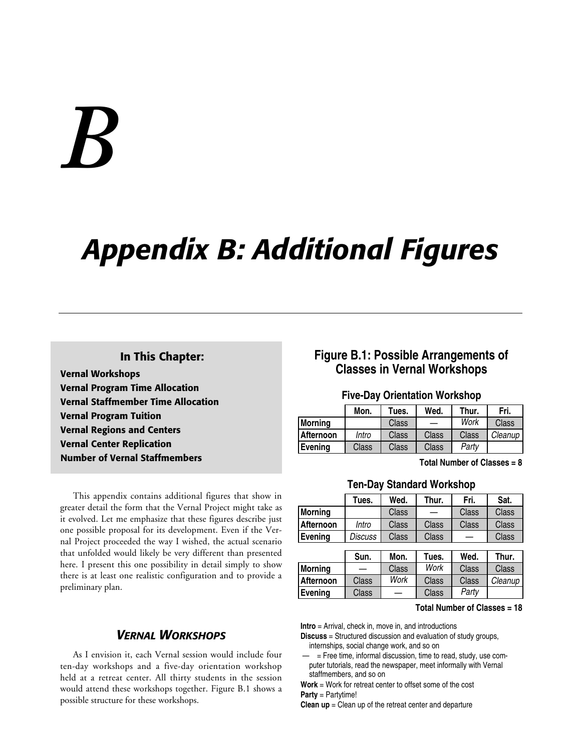# B

# Appendix B: Additional Figures

**In This Chapter:**

- **Vernal Workshops**
- **Vernal Program Time Allocation**
- **Vernal Staffmember Time Allocation**
- **Vernal Program Tuition**
- **Vernal Regions and Centers**
- **Vernal Center Replication**
- **Number of Vernal Staffmembers**

This appendix contains additional figures that show in greater detail the form that the Vernal Project might take as it evolved. Let me emphasize that these figures describe just one possible proposal for its development. Even if the Vernal Project proceeded the way I wished, the actual scenario that unfolded would likely be very different than presented here. I present this one possibility in detail simply to show there is at least one realistic configuration and to provide a preliminary plan.

## *Vernal Workshops*

As I envision it, each Vernal session would include four ten-day workshops and a five-day orientation workshop held at a retreat center. All thirty students in the session would attend these workshops together. Figure B.1 shows a possible structure for these workshops.

### Figure B.1: Possible Arrangements of Classes in Vernal Workshops

**Five-Day Orientation Workshop**

| | Mon. | Tues. | Wed. | Thur. | Fri. |
|---|---|---|---|---|---|
| **Morning** | | Class | — | *Work* | Class |
| **Afternoon** | *Intro* | Class | Class | Class | *Cleanup* |
| **Evening** | Class | Class | Class | *Party* | |

**Total Number of Classes = 8**

**Ten-Day Standard Workshop**

| | Tues. | Wed. | Thur. | Fri. | Sat. |
|---|---|---|---|---|---|
| **Morning** | | Class | — | Class | Class |
| **Afternoon** | *Intro* | Class | Class | Class | Class |
| **Evening** | *Discuss* | Class | Class | — | Class |

| | Sun. | Mon. | Tues. | Wed. | Thur. |
|---|---|---|---|---|---|
| **Morning** | — | Class | *Work* | Class | Class |
| **Afternoon** | Class | *Work* | Class | Class | *Cleanup* |
| **Evening** | Class | — | Class | *Party* | |

**Total Number of Classes = 18**

**Intro** = Arrival, check in, move in, and introductions
**Discuss** = Structured discussion and evaluation of study groups, internships, social change work, and so on
**—** = Free time, informal discussion, time to read, study, use computer tutorials, read the newspaper, meet informally with Vernal staffmembers, and so on
**Work** = Work for retreat center to offset some of the cost
**Party** = Partytime!
**Clean up** = Clean up of the retreat center and departure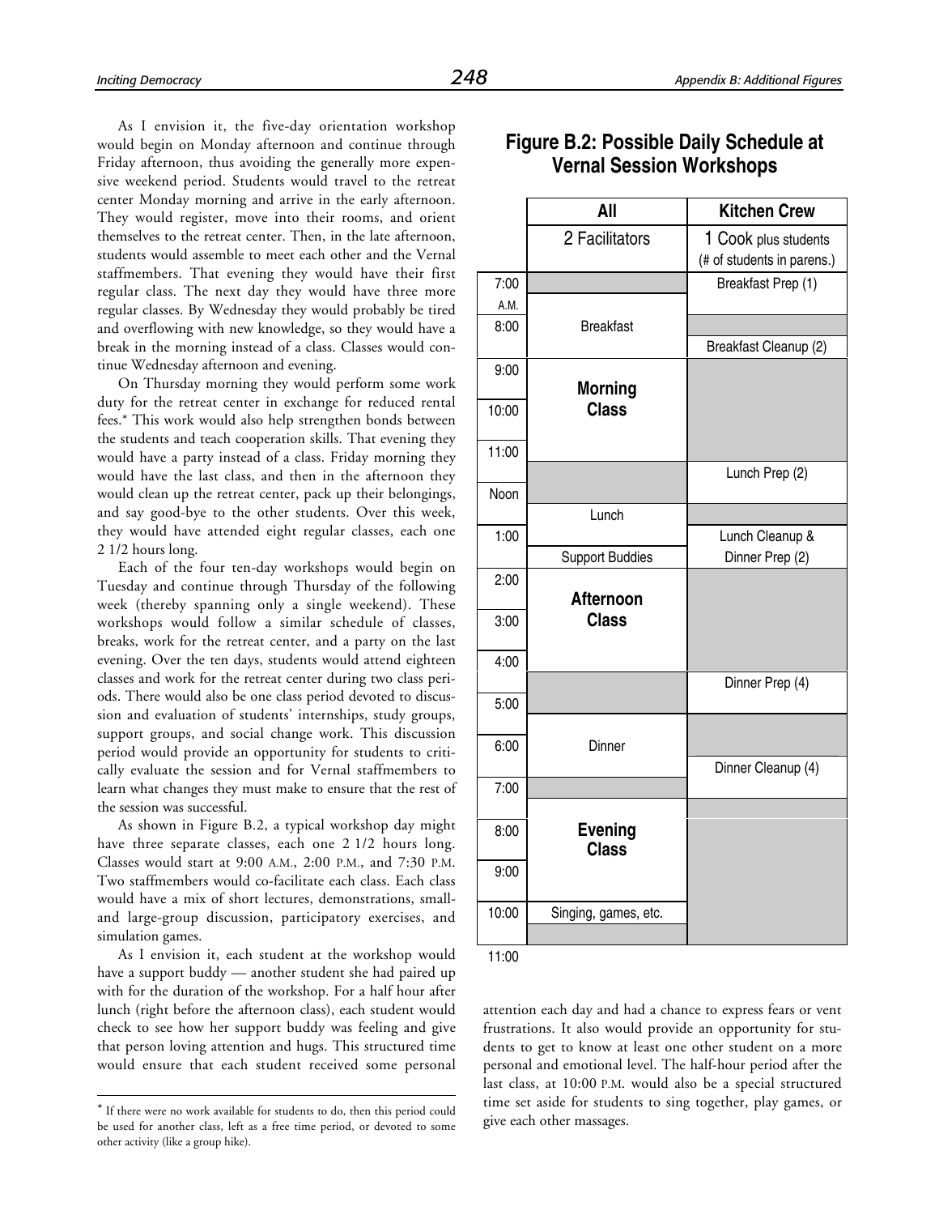As I envision it, the five-day orientation workshop would begin on Monday afternoon and continue through Friday afternoon, thus avoiding the generally more expensive weekend period. Students would travel to the retreat center Monday morning and arrive in the early afternoon. They would register, move into their rooms, and orient themselves to the retreat center. Then, in the late afternoon, students would assemble to meet each other and the Vernal staffmembers. That evening they would have their first regular class. The next day they would have three more regular classes. By Wednesday they would probably be tired and overflowing with new knowledge, so they would have a break in the morning instead of a class. Classes would continue Wednesday afternoon and evening.

On Thursday morning they would perform some work duty for the retreat center in exchange for reduced rental fees.* This work would also help strengthen bonds between the students and teach cooperation skills. That evening they would have a party instead of a class. Friday morning they would have the last class, and then in the afternoon they would clean up the retreat center, pack up their belongings, and say good-bye to the other students. Over this week, they would have attended eight regular classes, each one 2 1/2 hours long.

Each of the four ten-day workshops would begin on Tuesday and continue through Thursday of the following week (thereby spanning only a single weekend). These workshops would follow a similar schedule of classes, breaks, work for the retreat center, and a party on the last evening. Over the ten days, students would attend eighteen classes and work for the retreat center during two class periods. There would also be one class period devoted to discussion and evaluation of students' internships, study groups, support groups, and social change work. This discussion period would provide an opportunity for students to critically evaluate the session and for Vernal staffmembers to learn what changes they must make to ensure that the rest of the session was successful.

As shown in Figure B.2, a typical workshop day might have three separate classes, each one 2 1/2 hours long. Classes would start at 9:00 A.M., 2:00 P.M., and 7:30 P.M. Two staffmembers would co-facilitate each class. Each class would have a mix of short lectures, demonstrations, small- and large-group discussion, participatory exercises, and simulation games.

As I envision it, each student at the workshop would have a support buddy — another student she had paired up with for the duration of the workshop. For a half hour after lunch (right before the afternoon class), each student would check to see how her support buddy was feeling and give that person loving attention and hugs. This structured time would ensure that each student received some personal attention each day and had a chance to express fears or vent frustrations. It also would provide an opportunity for students to get to know at least one other student on a more personal and emotional level. The half-hour period after the last class, at 10:00 P.M. would also be a special structured time set aside for students to sing together, play games, or give each other massages.

## Figure B.2: Possible Daily Schedule at Vernal Session Workshops

| Time | All | Kitchen Crew |
|---|---|---|
| | 2 Facilitators | 1 Cook plus students (# of students in parens.) |
| 7:00 A.M. | | Breakfast Prep (1) |
| 7:30 | Breakfast | Breakfast Prep (1) |
| 8:00 | Breakfast | |
| 8:30 | | Breakfast Cleanup (2) |
| 9:00–11:30 | **Morning Class** | |
| 11:30 | | Lunch Prep (2) |
| 12:00 (Noon) | | Lunch Prep (2) |
| 12:30 | Lunch | |
| 1:00 | Lunch | Lunch Cleanup & Dinner Prep (2) |
| 1:30 | Support Buddies | Lunch Cleanup & Dinner Prep (2) |
| 2:00–4:30 | **Afternoon Class** | |
| 4:30 | | Dinner Prep (4) |
| 5:00 | | Dinner Prep (4) |
| 5:30–6:30 | Dinner | |
| 6:30 | Dinner | Dinner Cleanup (4) |
| 7:00 | | Dinner Cleanup (4) |
| 7:30 | **Evening Class** | |
| 8:00–10:00 | **Evening Class** | |
| 10:00 | Singing, games, etc. | |
| 10:30 | | |
| 11:00 | | |

---

* If there were no work available for students to do, then this period could be used for another class, left as a free time period, or devoted to some other activity (like a group hike).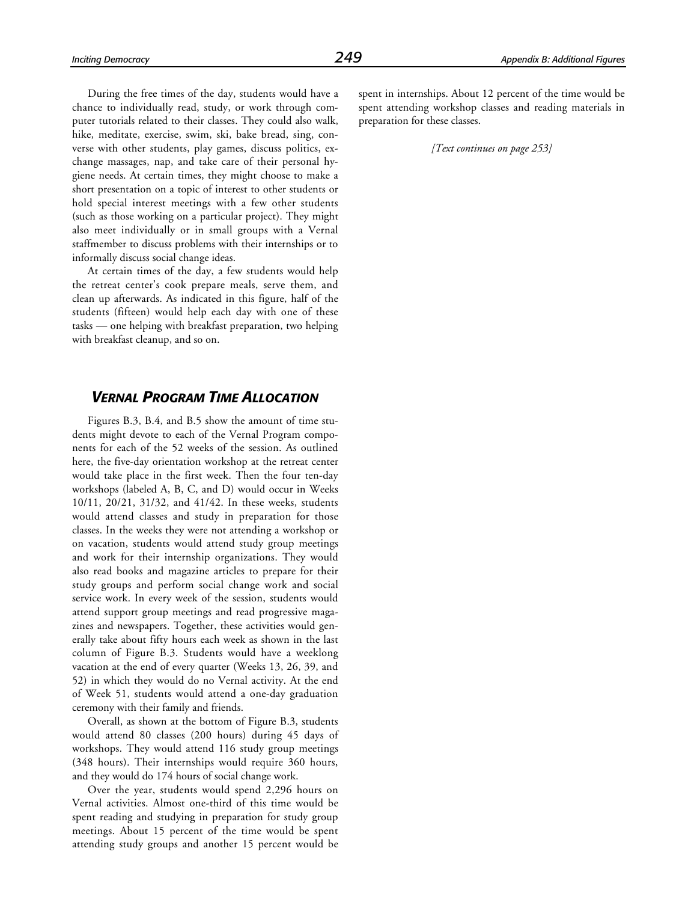During the free times of the day, students would have a chance to individually read, study, or work through computer tutorials related to their classes. They could also walk, hike, meditate, exercise, swim, ski, bake bread, sing, converse with other students, play games, discuss politics, exchange massages, nap, and take care of their personal hygiene needs. At certain times, they might choose to make a short presentation on a topic of interest to other students or hold special interest meetings with a few other students (such as those working on a particular project). They might also meet individually or in small groups with a Vernal staffmember to discuss problems with their internships or to informally discuss social change ideas.

At certain times of the day, a few students would help the retreat center's cook prepare meals, serve them, and clean up afterwards. As indicated in this figure, half of the students (fifteen) would help each day with one of these tasks — one helping with breakfast preparation, two helping with breakfast cleanup, and so on.

## *VERNAL PROGRAM TIME ALLOCATION*

Figures B.3, B.4, and B.5 show the amount of time students might devote to each of the Vernal Program components for each of the 52 weeks of the session. As outlined here, the five-day orientation workshop at the retreat center would take place in the first week. Then the four ten-day workshops (labeled A, B, C, and D) would occur in Weeks 10/11, 20/21, 31/32, and 41/42. In these weeks, students would attend classes and study in preparation for those classes. In the weeks they were not attending a workshop or on vacation, students would attend study group meetings and work for their internship organizations. They would also read books and magazine articles to prepare for their study groups and perform social change work and social service work. In every week of the session, students would attend support group meetings and read progressive magazines and newspapers. Together, these activities would generally take about fifty hours each week as shown in the last column of Figure B.3. Students would have a weeklong vacation at the end of every quarter (Weeks 13, 26, 39, and 52) in which they would do no Vernal activity. At the end of Week 51, students would attend a one-day graduation ceremony with their family and friends.

Overall, as shown at the bottom of Figure B.3, students would attend 80 classes (200 hours) during 45 days of workshops. They would attend 116 study group meetings (348 hours). Their internships would require 360 hours, and they would do 174 hours of social change work.

Over the year, students would spend 2,296 hours on Vernal activities. Almost one-third of this time would be spent reading and studying in preparation for study group meetings. About 15 percent of the time would be spent attending study groups and another 15 percent would be spent in internships. About 12 percent of the time would be spent attending workshop classes and reading materials in preparation for these classes.

*[Text continues on page 253]*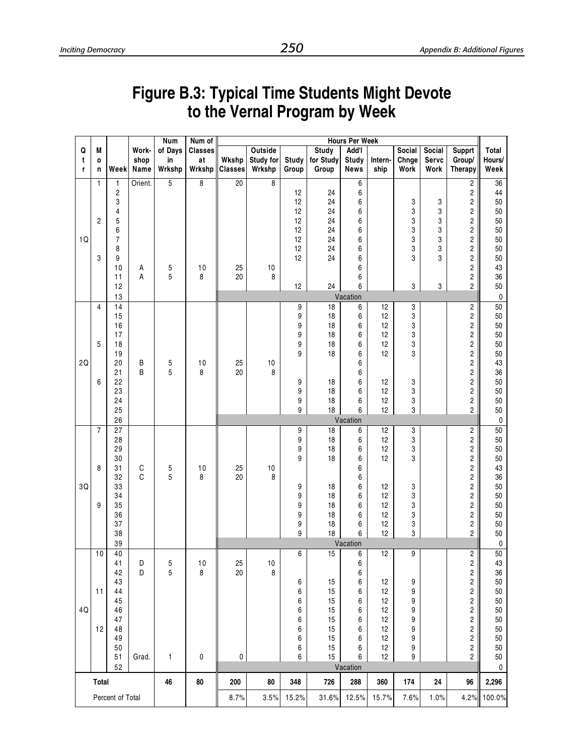# Figure B.3: Typical Time Students Might Devote to the Vernal Program by Week

| Qtr | Mon | Week | Workshop Name | Num of Days in Wrkshp | Num of Classes at Wrkshp | Wkshp Classes | Outside Study for Wrkshp | Study Group | Study for Study Group | Add'l Study News | Internship | Social Chnge Work | Social Servc Work | Supprt Group/ Therapy | Total Hours/ Week |
|---|---|---|---|---|---|---|---|---|---|---|---|---|---|---|---|
| 1Q | 1 | 1 | Orient. | 5 | 8 | 20 | 8 | | | 6 | | | | 2 | 36 |
| | | 2 | | | | | | 12 | 24 | 6 | | | | 2 | 44 |
| | | 3 | | | | | | 12 | 24 | 6 | | 3 | 3 | 2 | 50 |
| | | 4 | | | | | | 12 | 24 | 6 | | 3 | 3 | 2 | 50 |
| | 2 | 5 | | | | | | 12 | 24 | 6 | | 3 | 3 | 2 | 50 |
| | | 6 | | | | | | 12 | 24 | 6 | | 3 | 3 | 2 | 50 |
| | | 7 | | | | | | 12 | 24 | 6 | | 3 | 3 | 2 | 50 |
| | | 8 | | | | | | 12 | 24 | 6 | | 3 | 3 | 2 | 50 |
| | 3 | 9 | | | | | | 12 | 24 | 6 | | 3 | 3 | 2 | 50 |
| | | 10 | A | 5 | 10 | 25 | 10 | | | 6 | | | | 2 | 43 |
| | | 11 | A | 5 | 8 | 20 | 8 | | | 6 | | | | 2 | 36 |
| | | 12 | | | | | | 12 | 24 | 6 | | 3 | 3 | 2 | 50 |
| | | 13 | | | | | | | | Vacation | | | | | 0 |
| 2Q | 4 | 14 | | | | | | 9 | 18 | 6 | 12 | 3 | | 2 | 50 |
| | | 15 | | | | | | 9 | 18 | 6 | 12 | 3 | | 2 | 50 |
| | | 16 | | | | | | 9 | 18 | 6 | 12 | 3 | | 2 | 50 |
| | | 17 | | | | | | 9 | 18 | 6 | 12 | 3 | | 2 | 50 |
| | 5 | 18 | | | | | | 9 | 18 | 6 | 12 | 3 | | 2 | 50 |
| | | 19 | | | | | | 9 | 18 | 6 | 12 | 3 | | 2 | 50 |
| | | 20 | B | 5 | 10 | 25 | 10 | | | 6 | | | | 2 | 43 |
| | | 21 | B | 5 | 8 | 20 | 8 | | | 6 | | | | 2 | 36 |
| | 6 | 22 | | | | | | 9 | 18 | 6 | 12 | 3 | | 2 | 50 |
| | | 23 | | | | | | 9 | 18 | 6 | 12 | 3 | | 2 | 50 |
| | | 24 | | | | | | 9 | 18 | 6 | 12 | 3 | | 2 | 50 |
| | | 25 | | | | | | 9 | 18 | 6 | 12 | 3 | | 2 | 50 |
| | | 26 | | | | | | | | Vacation | | | | | 0 |
| 3Q | 7 | 27 | | | | | | 9 | 18 | 6 | 12 | 3 | | 2 | 50 |
| | | 28 | | | | | | 9 | 18 | 6 | 12 | 3 | | 2 | 50 |
| | | 29 | | | | | | 9 | 18 | 6 | 12 | 3 | | 2 | 50 |
| | | 30 | | | | | | 9 | 18 | 6 | 12 | 3 | | 2 | 50 |
| | 8 | 31 | C | 5 | 10 | 25 | 10 | | | 6 | | | | 2 | 43 |
| | | 32 | C | 5 | 8 | 20 | 8 | | | 6 | | | | 2 | 36 |
| | | 33 | | | | | | 9 | 18 | 6 | 12 | 3 | | 2 | 50 |
| | | 34 | | | | | | 9 | 18 | 6 | 12 | 3 | | 2 | 50 |
| | 9 | 35 | | | | | | 9 | 18 | 6 | 12 | 3 | | 2 | 50 |
| | | 36 | | | | | | 9 | 18 | 6 | 12 | 3 | | 2 | 50 |
| | | 37 | | | | | | 9 | 18 | 6 | 12 | 3 | | 2 | 50 |
| | | 38 | | | | | | 9 | 18 | 6 | 12 | 3 | | 2 | 50 |
| | | 39 | | | | | | | | Vacation | | | | | 0 |
| 4Q | 10 | 40 | | | | | | 6 | 15 | 6 | 12 | 9 | | 2 | 50 |
| | | 41 | D | 5 | 10 | 25 | 10 | | | 6 | | | | 2 | 43 |
| | | 42 | D | 5 | 8 | 20 | 8 | | | 6 | | | | 2 | 36 |
| | | 43 | | | | | | 6 | 15 | 6 | 12 | 9 | | 2 | 50 |
| | 11 | 44 | | | | | | 6 | 15 | 6 | 12 | 9 | | 2 | 50 |
| | | 45 | | | | | | 6 | 15 | 6 | 12 | 9 | | 2 | 50 |
| | | 46 | | | | | | 6 | 15 | 6 | 12 | 9 | | 2 | 50 |
| | | 47 | | | | | | 6 | 15 | 6 | 12 | 9 | | 2 | 50 |
| | 12 | 48 | | | | | | 6 | 15 | 6 | 12 | 9 | | 2 | 50 |
| | | 49 | | | | | | 6 | 15 | 6 | 12 | 9 | | 2 | 50 |
| | | 50 | | | | | | 6 | 15 | 6 | 12 | 9 | | 2 | 50 |
| | | 51 | Grad. | 1 | 0 | 0 | | 6 | 15 | 6 | 12 | 9 | | 2 | 50 |
| | | 52 | | | | | | | | Vacation | | | | | 0 |
| Total | | | | 46 | 80 | 200 | 80 | 348 | 726 | 288 | 360 | 174 | 24 | 96 | 2,296 |
| Percent of Total | | | | | | 8.7% | 3.5% | 15.2% | 31.6% | 12.5% | 15.7% | 7.6% | 1.0% | 4.2% | 100.0% |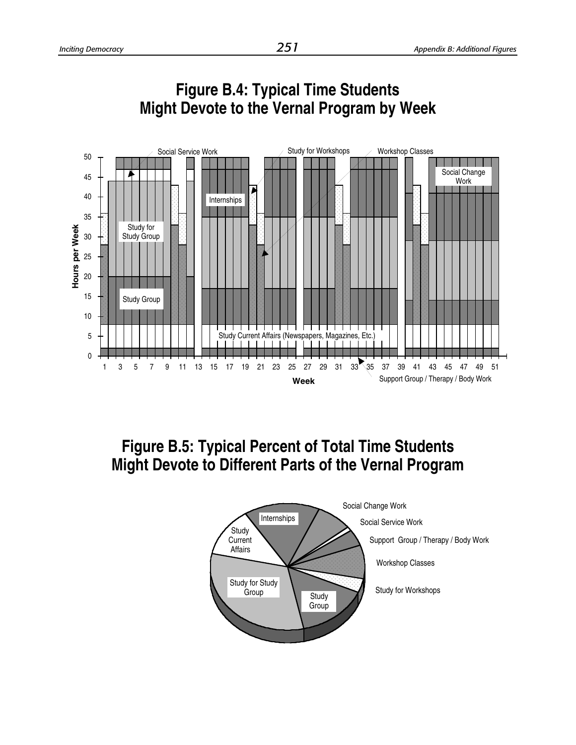## Figure B.4: Typical Time Students Might Devote to the Vernal Program by Week

Social Service Work

Study for Workshops

Workshop Classes

Social Change Work

Internships

Study for Study Group

Study Group

Study Current Affairs (Newspapers, Magazines, Etc.)

Support Group / Therapy / Body Work

Hours per Week

Week

## Figure B.5: Typical Percent of Total Time Students Might Devote to Different Parts of the Vernal Program

Internships

Social Change Work

Social Service Work

Support Group / Therapy / Body Work

Workshop Classes

Study for Workshops

Study Group

Study for Study Group

Study Current Affairs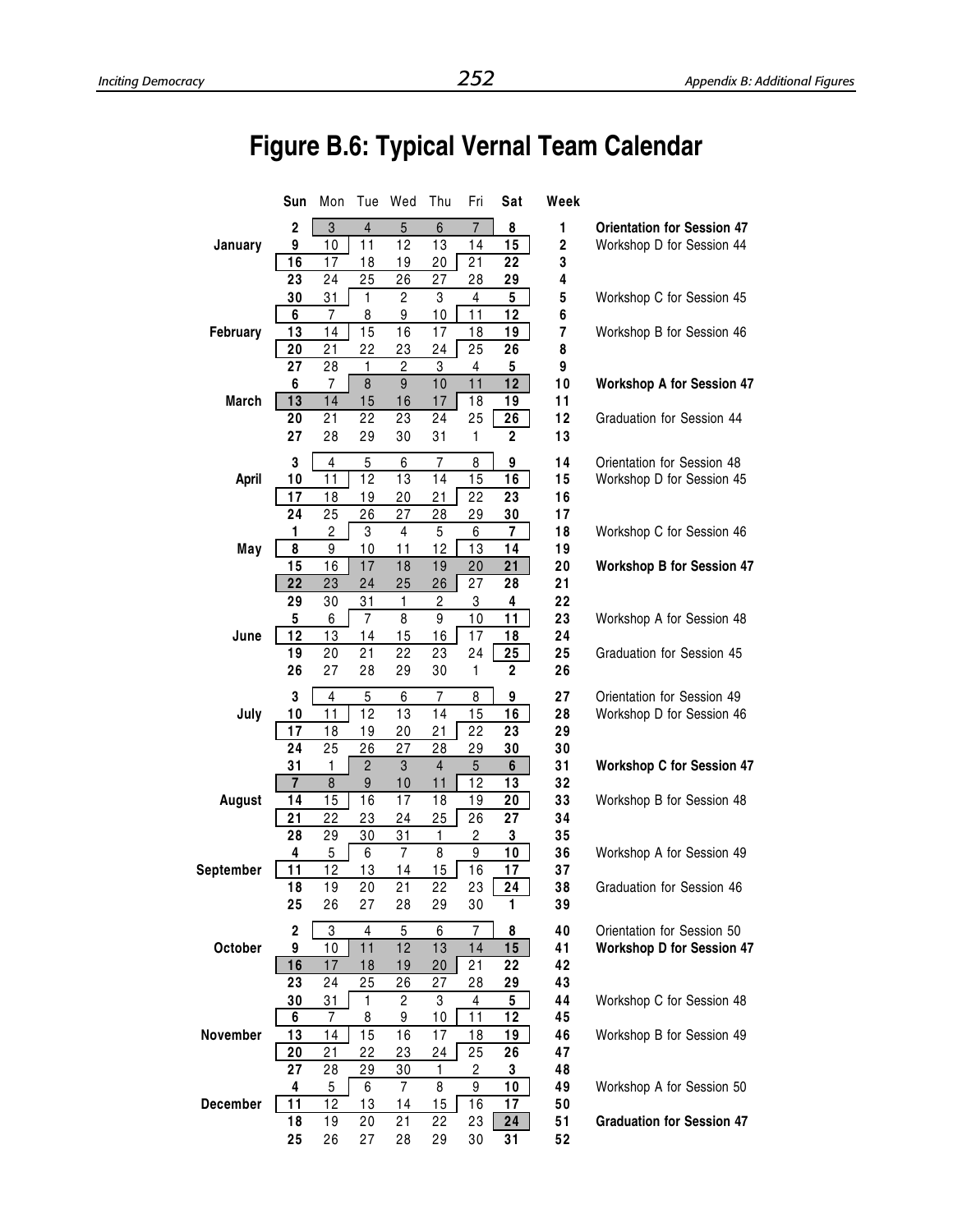# Figure B.6: Typical Vernal Team Calendar

| | Sun | Mon | Tue | Wed | Thu | Fri | Sat | Week | |
|---|---|---|---|---|---|---|---|---|---|
| | 2 | 3 | 4 | 5 | 6 | 7 | 8 | 1 | **Orientation for Session 47** |
| January | 9 | 10 | 11 | 12 | 13 | 14 | 15 | 2 | Workshop D for Session 44 |
| | 16 | 17 | 18 | 19 | 20 | 21 | 22 | 3 | |
| | 23 | 24 | 25 | 26 | 27 | 28 | 29 | 4 | |
| | 30 | 31 | 1 | 2 | 3 | 4 | 5 | 5 | Workshop C for Session 45 |
| | 6 | 7 | 8 | 9 | 10 | 11 | 12 | 6 | |
| February | 13 | 14 | 15 | 16 | 17 | 18 | 19 | 7 | Workshop B for Session 46 |
| | 20 | 21 | 22 | 23 | 24 | 25 | 26 | 8 | |
| | 27 | 28 | 1 | 2 | 3 | 4 | 5 | 9 | |
| | 6 | 7 | 8 | 9 | 10 | 11 | 12 | 10 | **Workshop A for Session 47** |
| March | 13 | 14 | 15 | 16 | 17 | 18 | 19 | 11 | |
| | 20 | 21 | 22 | 23 | 24 | 25 | 26 | 12 | Graduation for Session 44 |
| | 27 | 28 | 29 | 30 | 31 | 1 | 2 | 13 | |
| | 3 | 4 | 5 | 6 | 7 | 8 | 9 | 14 | Orientation for Session 48 |
| April | 10 | 11 | 12 | 13 | 14 | 15 | 16 | 15 | Workshop D for Session 45 |
| | 17 | 18 | 19 | 20 | 21 | 22 | 23 | 16 | |
| | 24 | 25 | 26 | 27 | 28 | 29 | 30 | 17 | |
| | 1 | 2 | 3 | 4 | 5 | 6 | 7 | 18 | Workshop C for Session 46 |
| May | 8 | 9 | 10 | 11 | 12 | 13 | 14 | 19 | |
| | 15 | 16 | 17 | 18 | 19 | 20 | 21 | 20 | **Workshop B for Session 47** |
| | 22 | 23 | 24 | 25 | 26 | 27 | 28 | 21 | |
| | 29 | 30 | 31 | 1 | 2 | 3 | 4 | 22 | |
| | 5 | 6 | 7 | 8 | 9 | 10 | 11 | 23 | Workshop A for Session 48 |
| June | 12 | 13 | 14 | 15 | 16 | 17 | 18 | 24 | |
| | 19 | 20 | 21 | 22 | 23 | 24 | 25 | 25 | Graduation for Session 45 |
| | 26 | 27 | 28 | 29 | 30 | 1 | 2 | 26 | |
| | 3 | 4 | 5 | 6 | 7 | 8 | 9 | 27 | Orientation for Session 49 |
| July | 10 | 11 | 12 | 13 | 14 | 15 | 16 | 28 | Workshop D for Session 46 |
| | 17 | 18 | 19 | 20 | 21 | 22 | 23 | 29 | |
| | 24 | 25 | 26 | 27 | 28 | 29 | 30 | 30 | |
| | 31 | 1 | 2 | 3 | 4 | 5 | 6 | 31 | **Workshop C for Session 47** |
| | 7 | 8 | 9 | 10 | 11 | 12 | 13 | 32 | |
| August | 14 | 15 | 16 | 17 | 18 | 19 | 20 | 33 | Workshop B for Session 48 |
| | 21 | 22 | 23 | 24 | 25 | 26 | 27 | 34 | |
| | 28 | 29 | 30 | 31 | 1 | 2 | 3 | 35 | |
| | 4 | 5 | 6 | 7 | 8 | 9 | 10 | 36 | Workshop A for Session 49 |
| September | 11 | 12 | 13 | 14 | 15 | 16 | 17 | 37 | |
| | 18 | 19 | 20 | 21 | 22 | 23 | 24 | 38 | Graduation for Session 46 |
| | 25 | 26 | 27 | 28 | 29 | 30 | 1 | 39 | |
| | 2 | 3 | 4 | 5 | 6 | 7 | 8 | 40 | Orientation for Session 50 |
| October | 9 | 10 | 11 | 12 | 13 | 14 | 15 | 41 | **Workshop D for Session 47** |
| | 16 | 17 | 18 | 19 | 20 | 21 | 22 | 42 | |
| | 23 | 24 | 25 | 26 | 27 | 28 | 29 | 43 | |
| | 30 | 31 | 1 | 2 | 3 | 4 | 5 | 44 | Workshop C for Session 48 |
| | 6 | 7 | 8 | 9 | 10 | 11 | 12 | 45 | |
| November | 13 | 14 | 15 | 16 | 17 | 18 | 19 | 46 | Workshop B for Session 49 |
| | 20 | 21 | 22 | 23 | 24 | 25 | 26 | 47 | |
| | 27 | 28 | 29 | 30 | 1 | 2 | 3 | 48 | |
| | 4 | 5 | 6 | 7 | 8 | 9 | 10 | 49 | Workshop A for Session 50 |
| December | 11 | 12 | 13 | 14 | 15 | 16 | 17 | 50 | |
| | 18 | 19 | 20 | 21 | 22 | 23 | 24 | 51 | **Graduation for Session 47** |
| | 25 | 26 | 27 | 28 | 29 | 30 | 31 | 52 | |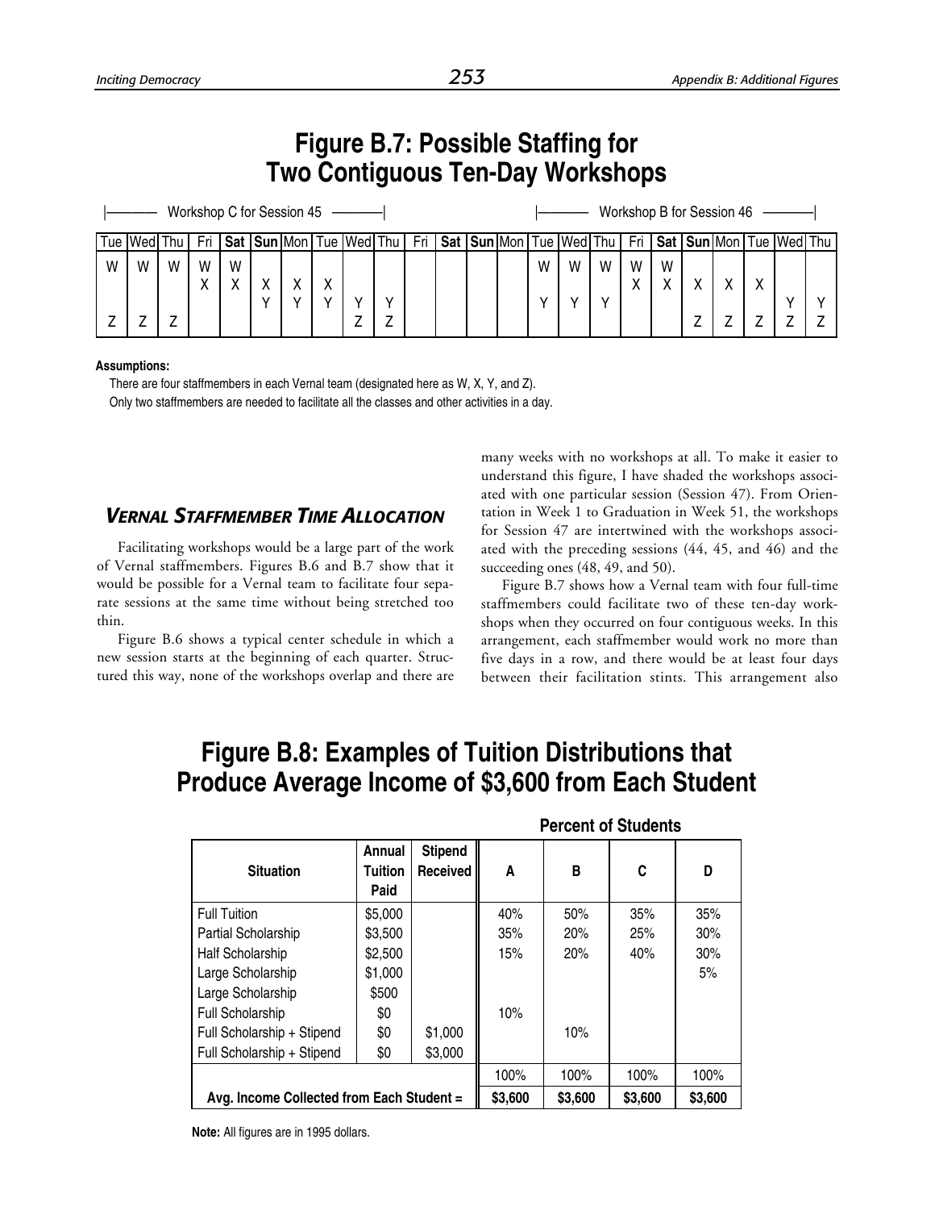# Figure B.7: Possible Staffing for Two Contiguous Ten-Day Workshops

| Workshop C for Session 45 | | | | | | | | | | | | | | Workshop B for Session 46 | | | | | | | | | |
|---|---|---|---|---|---|---|---|---|---|---|---|---|---|---|---|---|---|---|---|---|---|---|---|
| Tue | Wed | Thu | Fri | **Sat** | **Sun** | Mon | Tue | Wed | Thu | Fri | **Sat** | **Sun** | Mon | Tue | Wed | Thu | Fri | **Sat** | **Sun** | Mon | Tue | Wed | Thu |
| W Z | W Z | W Z | W X | W X | X Y | X Y | X Y | Y Z | Y Z | | | | | W Y | W Y | W Y | W X | W X | X Z | X Z | X Z | Y Z | Y Z |

**Assumptions:**

There are four staffmembers in each Vernal team (designated here as W, X, Y, and Z).

Only two staffmembers are needed to facilitate all the classes and other activities in a day.

### *Vernal Staffmember Time Allocation*

Facilitating workshops would be a large part of the work of Vernal staffmembers. Figures B.6 and B.7 show that it would be possible for a Vernal team to facilitate four separate sessions at the same time without being stretched too thin.

Figure B.6 shows a typical center schedule in which a new session starts at the beginning of each quarter. Structured this way, none of the workshops overlap and there are many weeks with no workshops at all. To make it easier to understand this figure, I have shaded the workshops associated with one particular session (Session 47). From Orientation in Week 1 to Graduation in Week 51, the workshops for Session 47 are intertwined with the workshops associated with the preceding sessions (44, 45, and 46) and the succeeding ones (48, 49, and 50).

Figure B.7 shows how a Vernal team with four full-time staffmembers could facilitate two of these ten-day workshops when they occurred on four contiguous weeks. In this arrangement, each staffmember would work no more than five days in a row, and there would be at least four days between their facilitation stints. This arrangement also

# Figure B.8: Examples of Tuition Distributions that Produce Average Income of $3,600 from Each Student

| | | | Percent of Students | | | |
|---|---|---|---|---|---|---|
| **Situation** | **Annual Tuition Paid** | **Stipend Received** | **A** | **B** | **C** | **D** |
| Full Tuition | $5,000 | | 40% | 50% | 35% | 35% |
| Partial Scholarship | $3,500 | | 35% | 20% | 25% | 30% |
| Half Scholarship | $2,500 | | 15% | 20% | 40% | 30% |
| Large Scholarship | $1,000 | | | | | 5% |
| Large Scholarship | $500 | | | | | |
| Full Scholarship | $0 | | 10% | | | |
| Full Scholarship + Stipend | $0 | $1,000 | | 10% | | |
| Full Scholarship + Stipend | $0 | $3,000 | | | | |
| | | | 100% | 100% | 100% | 100% |
| **Avg. Income Collected from Each Student =** | | | **$3,600** | **$3,600** | **$3,600** | **$3,600** |

**Note:** All figures are in 1995 dollars.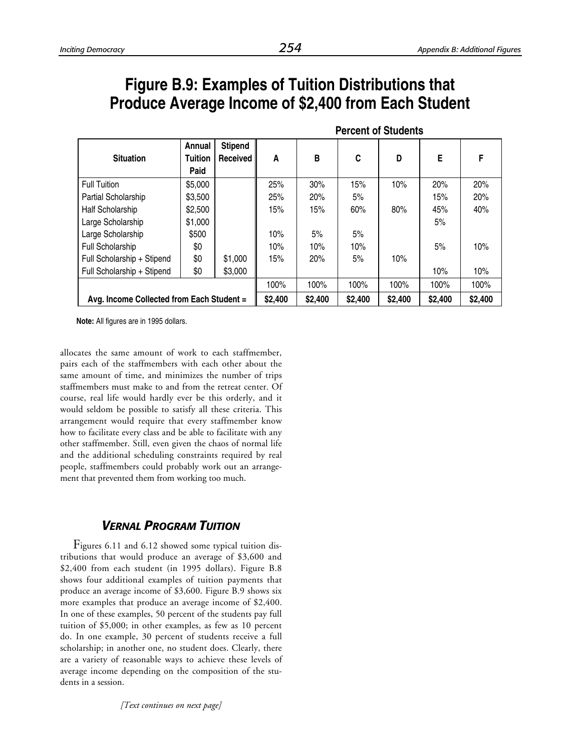# Figure B.9: Examples of Tuition Distributions that Produce Average Income of $2,400 from Each Student

| Situation | Annual Tuition Paid | Stipend Received | Percent of Students A | B | C | D | E | F |
|---|---|---|---|---|---|---|---|---|
| Full Tuition | $5,000 | | 25% | 30% | 15% | 10% | 20% | 20% |
| Partial Scholarship | $3,500 | | 25% | 20% | 5% | | 15% | 20% |
| Half Scholarship | $2,500 | | 15% | 15% | 60% | 80% | 45% | 40% |
| Large Scholarship | $1,000 | | | | | | 5% | |
| Large Scholarship | $500 | | 10% | 5% | 5% | | | |
| Full Scholarship | $0 | | 10% | 10% | 10% | | 5% | 10% |
| Full Scholarship + Stipend | $0 | $1,000 | 15% | 20% | 5% | 10% | | |
| Full Scholarship + Stipend | $0 | $3,000 | | | | | 10% | 10% |
| | | | 100% | 100% | 100% | 100% | 100% | 100% |
| **Avg. Income Collected from Each Student =** | | | **$2,400** | **$2,400** | **$2,400** | **$2,400** | **$2,400** | **$2,400** |

**Note:** All figures are in 1995 dollars.

allocates the same amount of work to each staffmember, pairs each of the staffmembers with each other about the same amount of time, and minimizes the number of trips staffmembers must make to and from the retreat center. Of course, real life would hardly ever be this orderly, and it would seldom be possible to satisfy all these criteria. This arrangement would require that every staffmember know how to facilitate every class and be able to facilitate with any other staffmember. Still, even given the chaos of normal life and the additional scheduling constraints required by real people, staffmembers could probably work out an arrangement that prevented them from working too much.

## *Vernal Program Tuition*

Figures 6.11 and 6.12 showed some typical tuition distributions that would produce an average of $3,600 and $2,400 from each student (in 1995 dollars). Figure B.8 shows four additional examples of tuition payments that produce an average income of $3,600. Figure B.9 shows six more examples that produce an average income of $2,400. In one of these examples, 50 percent of the students pay full tuition of $5,000; in other examples, as few as 10 percent do. In one example, 30 percent of students receive a full scholarship; in another one, no student does. Clearly, there are a variety of reasonable ways to achieve these levels of average income depending on the composition of the students in a session.

*[Text continues on next page]*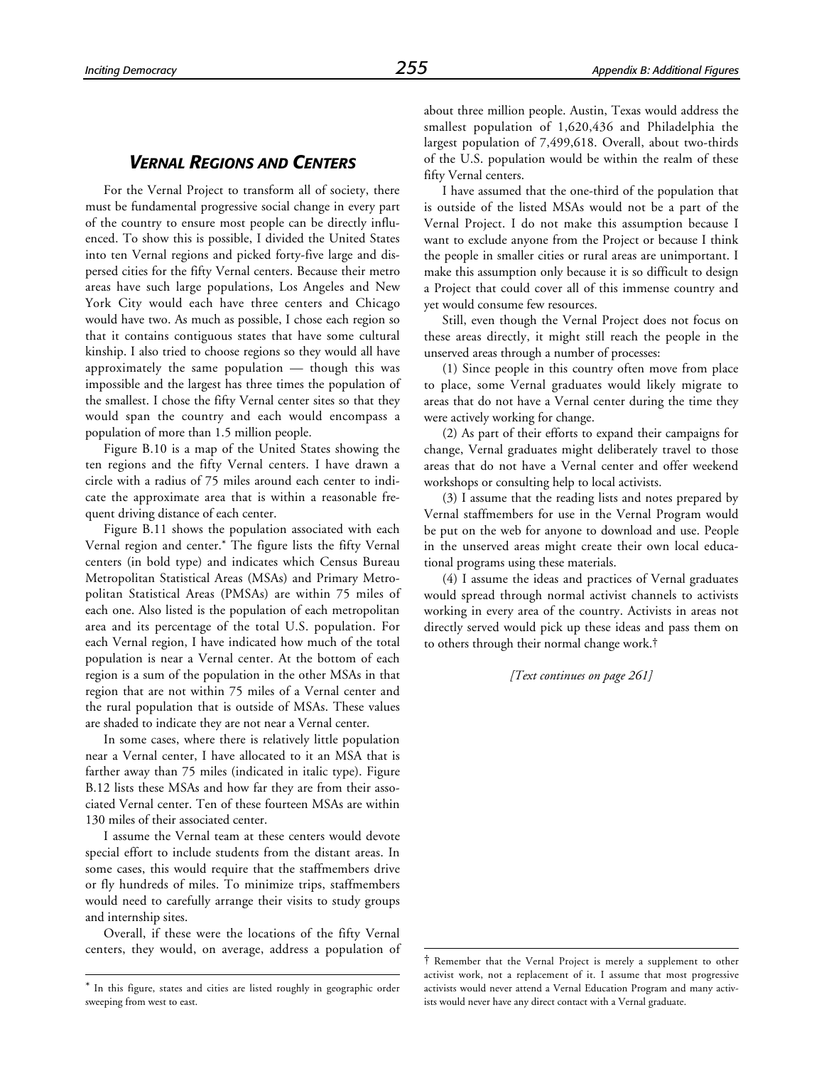## *Vernal Regions and Centers*

For the Vernal Project to transform all of society, there must be fundamental progressive social change in every part of the country to ensure most people can be directly influenced. To show this is possible, I divided the United States into ten Vernal regions and picked forty-five large and dispersed cities for the fifty Vernal centers. Because their metro areas have such large populations, Los Angeles and New York City would each have three centers and Chicago would have two. As much as possible, I chose each region so that it contains contiguous states that have some cultural kinship. I also tried to choose regions so they would all have approximately the same population — though this was impossible and the largest has three times the population of the smallest. I chose the fifty Vernal center sites so that they would span the country and each would encompass a population of more than 1.5 million people.

Figure B.10 is a map of the United States showing the ten regions and the fifty Vernal centers. I have drawn a circle with a radius of 75 miles around each center to indicate the approximate area that is within a reasonable frequent driving distance of each center.

Figure B.11 shows the population associated with each Vernal region and center.* The figure lists the fifty Vernal centers (in bold type) and indicates which Census Bureau Metropolitan Statistical Areas (MSAs) and Primary Metropolitan Statistical Areas (PMSAs) are within 75 miles of each one. Also listed is the population of each metropolitan area and its percentage of the total U.S. population. For each Vernal region, I have indicated how much of the total population is near a Vernal center. At the bottom of each region is a sum of the population in the other MSAs in that region that are not within 75 miles of a Vernal center and the rural population that is outside of MSAs. These values are shaded to indicate they are not near a Vernal center.

In some cases, where there is relatively little population near a Vernal center, I have allocated to it an MSA that is farther away than 75 miles (indicated in italic type). Figure B.12 lists these MSAs and how far they are from their associated Vernal center. Ten of these fourteen MSAs are within 130 miles of their associated center.

I assume the Vernal team at these centers would devote special effort to include students from the distant areas. In some cases, this would require that the staffmembers drive or fly hundreds of miles. To minimize trips, staffmembers would need to carefully arrange their visits to study groups and internship sites.

Overall, if these were the locations of the fifty Vernal centers, they would, on average, address a population of about three million people. Austin, Texas would address the smallest population of 1,620,436 and Philadelphia the largest population of 7,499,618. Overall, about two-thirds of the U.S. population would be within the realm of these fifty Vernal centers.

I have assumed that the one-third of the population that is outside of the listed MSAs would not be a part of the Vernal Project. I do not make this assumption because I want to exclude anyone from the Project or because I think the people in smaller cities or rural areas are unimportant. I make this assumption only because it is so difficult to design a Project that could cover all of this immense country and yet would consume few resources.

Still, even though the Vernal Project does not focus on these areas directly, it might still reach the people in the unserved areas through a number of processes:

(1) Since people in this country often move from place to place, some Vernal graduates would likely migrate to areas that do not have a Vernal center during the time they were actively working for change.

(2) As part of their efforts to expand their campaigns for change, Vernal graduates might deliberately travel to those areas that do not have a Vernal center and offer weekend workshops or consulting help to local activists.

(3) I assume that the reading lists and notes prepared by Vernal staffmembers for use in the Vernal Program would be put on the web for anyone to download and use. People in the unserved areas might create their own local educational programs using these materials.

(4) I assume the ideas and practices of Vernal graduates would spread through normal activist channels to activists working in every area of the country. Activists in areas not directly served would pick up these ideas and pass them on to others through their normal change work.†

*[Text continues on page 261]*

---

* In this figure, states and cities are listed roughly in geographic order sweeping from west to east.

† Remember that the Vernal Project is merely a supplement to other activist work, not a replacement of it. I assume that most progressive activists would never attend a Vernal Education Program and many activists would never have any direct contact with a Vernal graduate.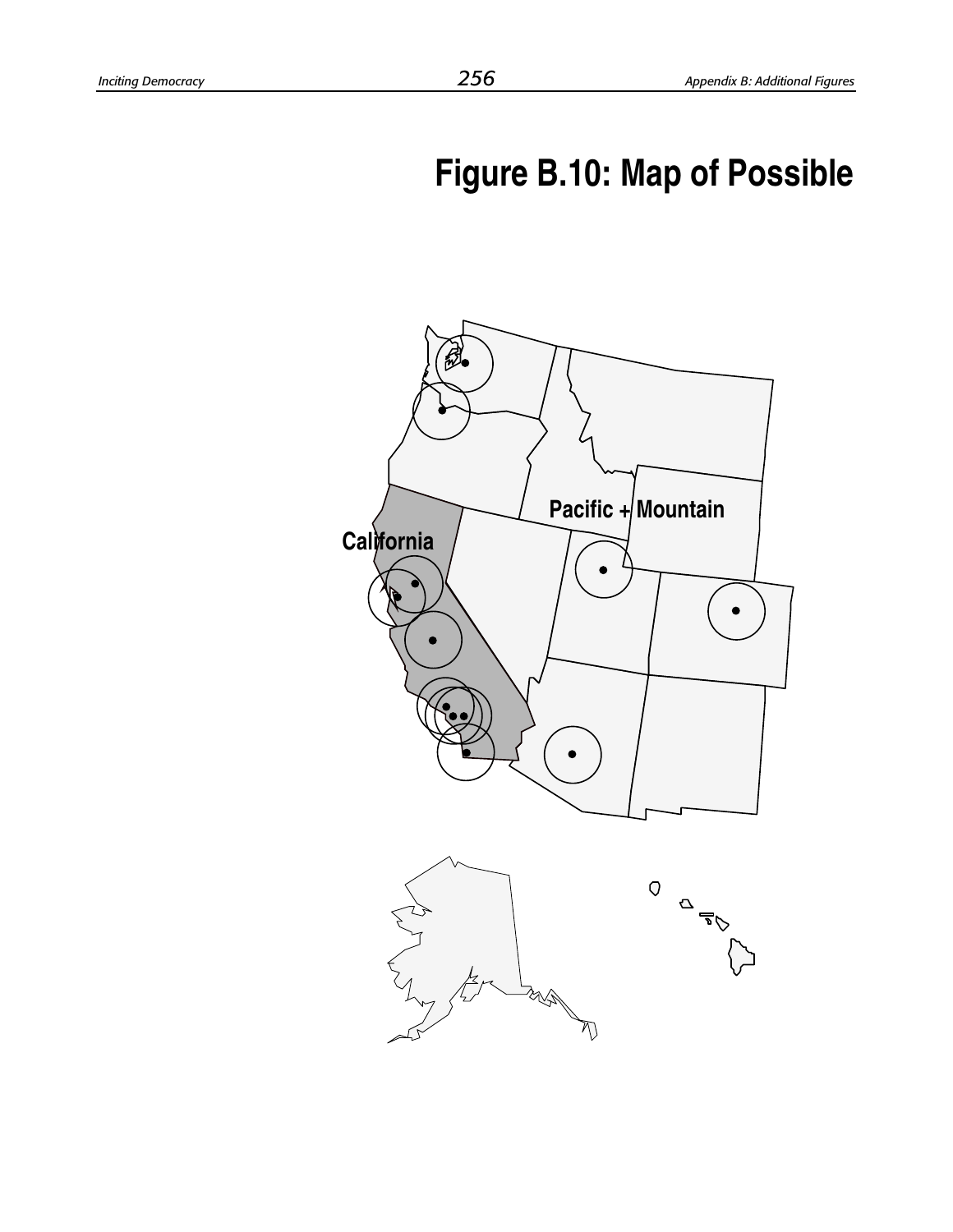# Figure B.10: Map of Possible

California

Pacific + Mountain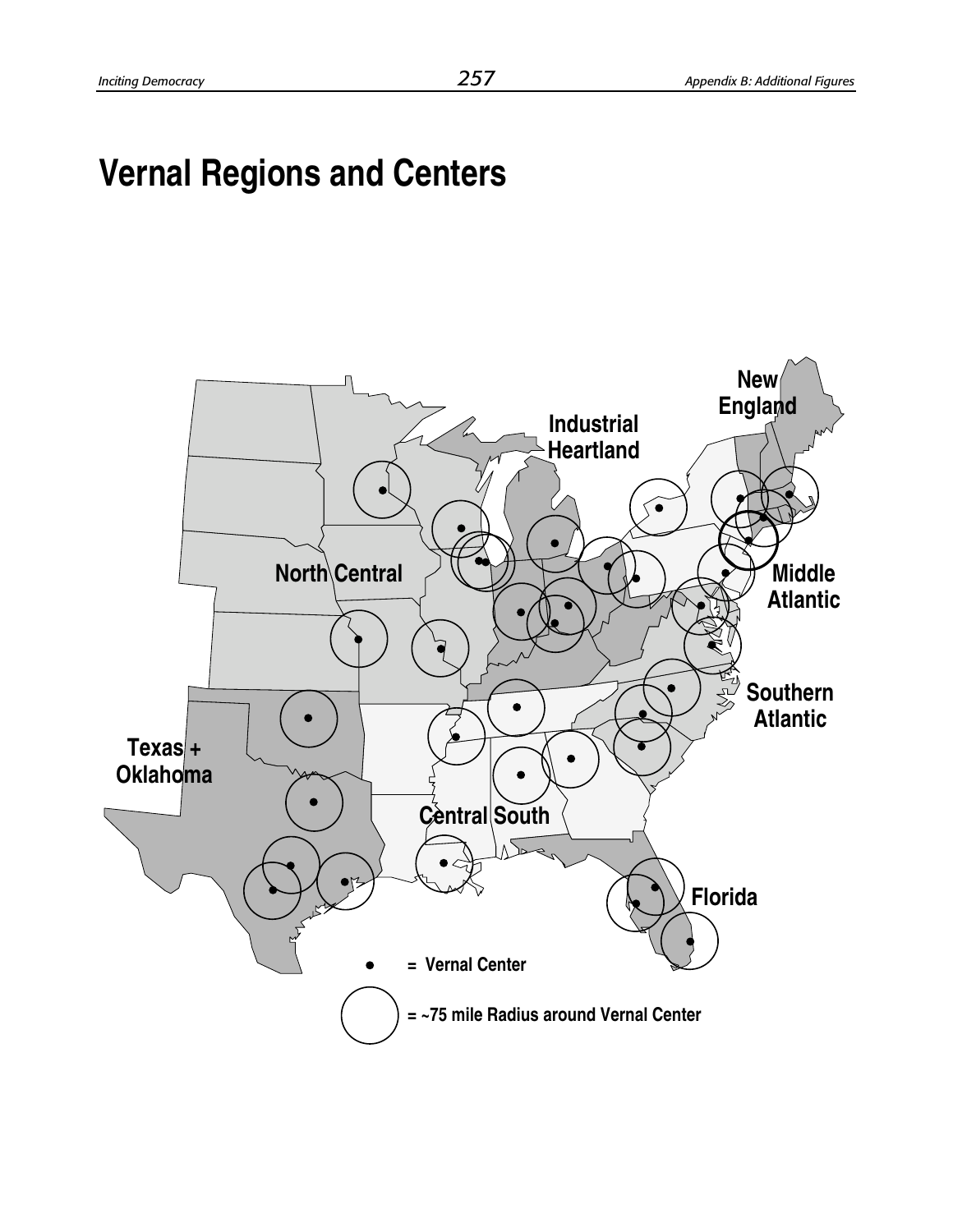# Vernal Regions and Centers

New England

Industrial Heartland

North Central

Middle Atlantic

Southern Atlantic

Texas + Oklahoma

Central South

Florida

● = Vernal Center

◯ = ~75 mile Radius around Vernal Center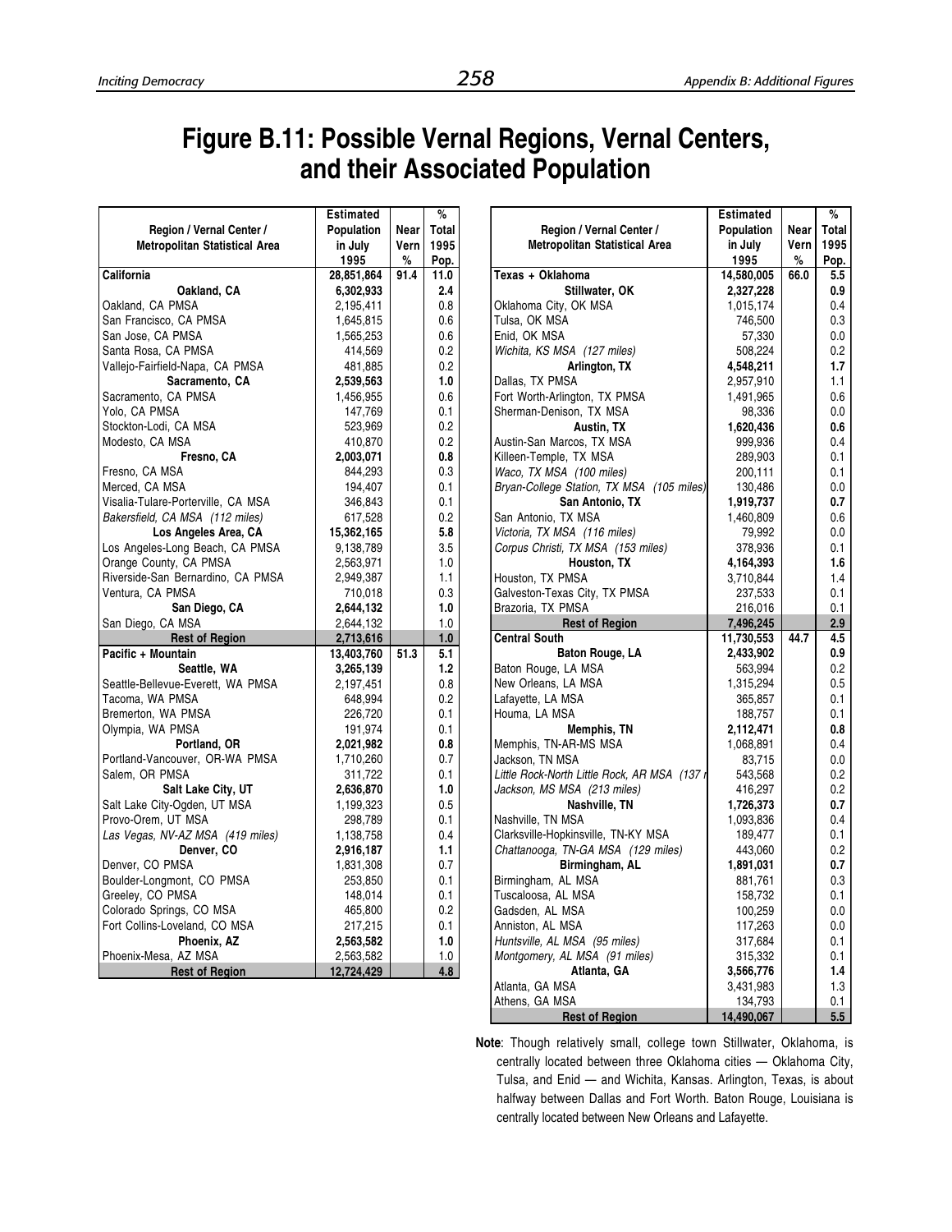# Figure B.11: Possible Vernal Regions, Vernal Centers, and their Associated Population

| Region / Vernal Center / Metropolitan Statistical Area | Estimated Population in July 1995 | Near Vern % | % Total 1995 Pop. |
|---|---|---|---|
| **California** | **28,851,864** | **91.4** | **11.0** |
| **Oakland, CA** | **6,302,933** | | **2.4** |
| Oakland, CA PMSA | 2,195,411 | | 0.8 |
| San Francisco, CA PMSA | 1,645,815 | | 0.6 |
| San Jose, CA PMSA | 1,565,253 | | 0.6 |
| Santa Rosa, CA PMSA | 414,569 | | 0.2 |
| Vallejo-Fairfield-Napa, CA PMSA | 481,885 | | 0.2 |
| **Sacramento, CA** | **2,539,563** | | **1.0** |
| Sacramento, CA PMSA | 1,456,955 | | 0.6 |
| Yolo, CA PMSA | 147,769 | | 0.1 |
| Stockton-Lodi, CA MSA | 523,969 | | 0.2 |
| Modesto, CA MSA | 410,870 | | 0.2 |
| **Fresno, CA** | **2,003,071** | | **0.8** |
| Fresno, CA MSA | 844,293 | | 0.3 |
| Merced, CA MSA | 194,407 | | 0.1 |
| Visalia-Tulare-Porterville, CA MSA | 346,843 | | 0.1 |
| *Bakersfield, CA MSA (112 miles)* | 617,528 | | 0.2 |
| **Los Angeles Area, CA** | **15,362,165** | | **5.8** |
| Los Angeles-Long Beach, CA PMSA | 9,138,789 | | 3.5 |
| Orange County, CA PMSA | 2,563,971 | | 1.0 |
| Riverside-San Bernardino, CA PMSA | 2,949,387 | | 1.1 |
| Ventura, CA PMSA | 710,018 | | 0.3 |
| **San Diego, CA** | **2,644,132** | | **1.0** |
| San Diego, CA MSA | 2,644,132 | | 1.0 |
| **Rest of Region** | **2,713,616** | | **1.0** |
| **Pacific + Mountain** | **13,403,760** | **51.3** | **5.1** |
| **Seattle, WA** | **3,265,139** | | **1.2** |
| Seattle-Bellevue-Everett, WA PMSA | 2,197,451 | | 0.8 |
| Tacoma, WA PMSA | 648,994 | | 0.2 |
| Bremerton, WA PMSA | 226,720 | | 0.1 |
| Olympia, WA PMSA | 191,974 | | 0.1 |
| **Portland, OR** | **2,021,982** | | **0.8** |
| Portland-Vancouver, OR-WA PMSA | 1,710,260 | | 0.7 |
| Salem, OR PMSA | 311,722 | | 0.1 |
| **Salt Lake City, UT** | **2,636,870** | | **1.0** |
| Salt Lake City-Ogden, UT MSA | 1,199,323 | | 0.5 |
| Provo-Orem, UT MSA | 298,789 | | 0.1 |
| *Las Vegas, NV-AZ MSA (419 miles)* | 1,138,758 | | 0.4 |
| **Denver, CO** | **2,916,187** | | **1.1** |
| Denver, CO PMSA | 1,831,308 | | 0.7 |
| Boulder-Longmont, CO PMSA | 253,850 | | 0.1 |
| Greeley, CO PMSA | 148,014 | | 0.1 |
| Colorado Springs, CO MSA | 465,800 | | 0.2 |
| Fort Collins-Loveland, CO MSA | 217,215 | | 0.1 |
| **Phoenix, AZ** | **2,563,582** | | **1.0** |
| Phoenix-Mesa, AZ MSA | 2,563,582 | | 1.0 |
| **Rest of Region** | **12,724,429** | | **4.8** |

| Region / Vernal Center / Metropolitan Statistical Area | Estimated Population in July 1995 | Near Vern % | % Total 1995 Pop. |
|---|---|---|---|
| **Texas + Oklahoma** | **14,580,005** | **66.0** | **5.5** |
| **Stillwater, OK** | **2,327,228** | | **0.9** |
| Oklahoma City, OK MSA | 1,015,174 | | 0.4 |
| Tulsa, OK MSA | 746,500 | | 0.3 |
| Enid, OK MSA | 57,330 | | 0.0 |
| *Wichita, KS MSA (127 miles)* | 508,224 | | 0.2 |
| **Arlington, TX** | **4,548,211** | | **1.7** |
| Dallas, TX PMSA | 2,957,910 | | 1.1 |
| Fort Worth-Arlington, TX PMSA | 1,491,965 | | 0.6 |
| Sherman-Denison, TX MSA | 98,336 | | 0.0 |
| **Austin, TX** | **1,620,436** | | **0.6** |
| Austin-San Marcos, TX MSA | 999,936 | | 0.4 |
| Killeen-Temple, TX MSA | 289,903 | | 0.1 |
| *Waco, TX MSA (100 miles)* | 200,111 | | 0.1 |
| *Bryan-College Station, TX MSA (105 miles)* | 130,486 | | 0.0 |
| **San Antonio, TX** | **1,919,737** | | **0.7** |
| San Antonio, TX MSA | 1,460,809 | | 0.6 |
| *Victoria, TX MSA (116 miles)* | 79,992 | | 0.0 |
| *Corpus Christi, TX MSA (153 miles)* | 378,936 | | 0.1 |
| **Houston, TX** | **4,164,393** | | **1.6** |
| Houston, TX PMSA | 3,710,844 | | 1.4 |
| Galveston-Texas City, TX PMSA | 237,533 | | 0.1 |
| Brazoria, TX PMSA | 216,016 | | 0.1 |
| **Rest of Region** | **7,496,245** | | **2.9** |
| **Central South** | **11,730,553** | **44.7** | **4.5** |
| **Baton Rouge, LA** | **2,433,902** | | **0.9** |
| Baton Rouge, LA MSA | 563,994 | | 0.2 |
| New Orleans, LA MSA | 1,315,294 | | 0.5 |
| Lafayette, LA MSA | 365,857 | | 0.1 |
| Houma, LA MSA | 188,757 | | 0.1 |
| **Memphis, TN** | **2,112,471** | | **0.8** |
| Memphis, TN-AR-MS MSA | 1,068,891 | | 0.4 |
| Jackson, TN MSA | 83,715 | | 0.0 |
| *Little Rock-North Little Rock, AR MSA (137 r* | 543,568 | | 0.2 |
| *Jackson, MS MSA (213 miles)* | 416,297 | | 0.2 |
| **Nashville, TN** | **1,726,373** | | **0.7** |
| Nashville, TN MSA | 1,093,836 | | 0.4 |
| Clarksville-Hopkinsville, TN-KY MSA | 189,477 | | 0.1 |
| *Chattanooga, TN-GA MSA (129 miles)* | 443,060 | | 0.2 |
| **Birmingham, AL** | **1,891,031** | | **0.7** |
| Birmingham, AL MSA | 881,761 | | 0.3 |
| Tuscaloosa, AL MSA | 158,732 | | 0.1 |
| Gadsden, AL MSA | 100,259 | | 0.0 |
| Anniston, AL MSA | 117,263 | | 0.0 |
| *Huntsville, AL MSA (95 miles)* | 317,684 | | 0.1 |
| *Montgomery, AL MSA (91 miles)* | 315,332 | | 0.1 |
| **Atlanta, GA** | **3,566,776** | | **1.4** |
| Atlanta, GA MSA | 3,431,983 | | 1.3 |
| Athens, GA MSA | 134,793 | | 0.1 |
| **Rest of Region** | **14,490,067** | | **5.5** |

**Note**: Though relatively small, college town Stillwater, Oklahoma, is centrally located between three Oklahoma cities — Oklahoma City, Tulsa, and Enid — and Wichita, Kansas. Arlington, Texas, is about halfway between Dallas and Fort Worth. Baton Rouge, Louisiana is centrally located between New Orleans and Lafayette.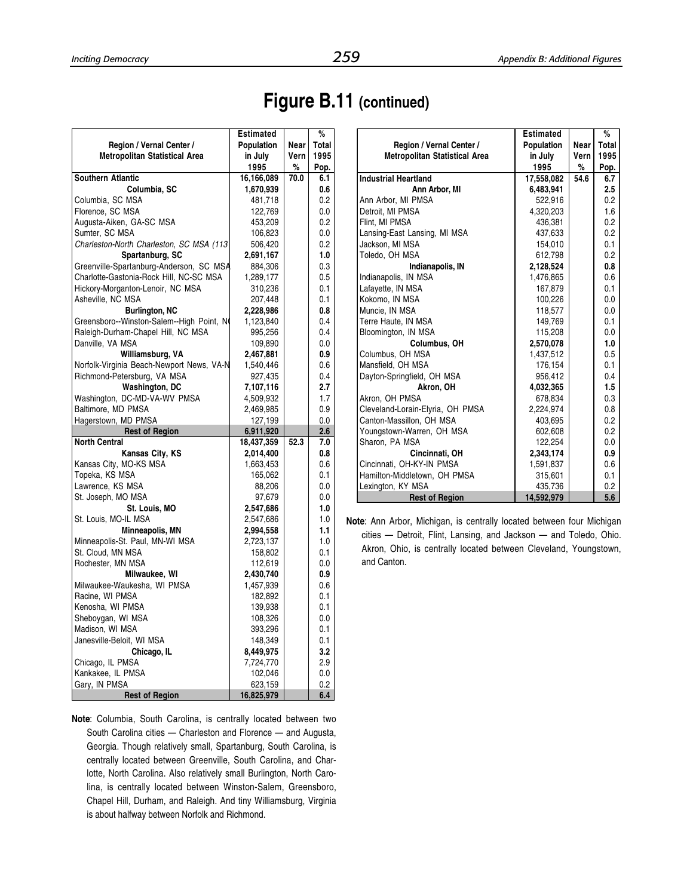# Figure B.11 (continued)

| Region / Vernal Center / Metropolitan Statistical Area | Estimated Population in July 1995 | Near Vern % | % Total 1995 Pop. |
|---|---|---|---|
| **Southern Atlantic** | **16,166,089** | **70.0** | **6.1** |
| **Columbia, SC** | **1,670,939** | | **0.6** |
| Columbia, SC MSA | 481,718 | | 0.2 |
| Florence, SC MSA | 122,769 | | 0.0 |
| Augusta-Aiken, GA-SC MSA | 453,209 | | 0.2 |
| Sumter, SC MSA | 106,823 | | 0.0 |
| *Charleston-North Charleston, SC MSA (113* | 506,420 | | 0.2 |
| **Spartanburg, SC** | **2,691,167** | | **1.0** |
| Greenville-Spartanburg-Anderson, SC MSA | 884,306 | | 0.3 |
| Charlotte-Gastonia-Rock Hill, NC-SC MSA | 1,289,177 | | 0.5 |
| Hickory-Morganton-Lenoir, NC MSA | 310,236 | | 0.1 |
| Asheville, NC MSA | 207,448 | | 0.1 |
| **Burlington, NC** | **2,228,986** | | **0.8** |
| Greensboro--Winston-Salem--High Point, N( | 1,123,840 | | 0.4 |
| Raleigh-Durham-Chapel Hill, NC MSA | 995,256 | | 0.4 |
| Danville, VA MSA | 109,890 | | 0.0 |
| **Williamsburg, VA** | **2,467,881** | | **0.9** |
| Norfolk-Virginia Beach-Newport News, VA-N | 1,540,446 | | 0.6 |
| Richmond-Petersburg, VA MSA | 927,435 | | 0.4 |
| **Washington, DC** | **7,107,116** | | **2.7** |
| Washington, DC-MD-VA-WV PMSA | 4,509,932 | | 1.7 |
| Baltimore, MD PMSA | 2,469,985 | | 0.9 |
| Hagerstown, MD PMSA | 127,199 | | 0.0 |
| **Rest of Region** | **6,911,920** | | **2.6** |
| **North Central** | **18,437,359** | **52.3** | **7.0** |
| **Kansas City, KS** | **2,014,400** | | **0.8** |
| Kansas City, MO-KS MSA | 1,663,453 | | 0.6 |
| Topeka, KS MSA | 165,062 | | 0.1 |
| Lawrence, KS MSA | 88,206 | | 0.0 |
| St. Joseph, MO MSA | 97,679 | | 0.0 |
| **St. Louis, MO** | **2,547,686** | | **1.0** |
| St. Louis, MO-IL MSA | 2,547,686 | | 1.0 |
| **Minneapolis, MN** | **2,994,558** | | **1.1** |
| Minneapolis-St. Paul, MN-WI MSA | 2,723,137 | | 1.0 |
| St. Cloud, MN MSA | 158,802 | | 0.1 |
| Rochester, MN MSA | 112,619 | | 0.0 |
| **Milwaukee, WI** | **2,430,740** | | **0.9** |
| Milwaukee-Waukesha, WI PMSA | 1,457,939 | | 0.6 |
| Racine, WI PMSA | 182,892 | | 0.1 |
| Kenosha, WI PMSA | 139,938 | | 0.1 |
| Sheboygan, WI MSA | 108,326 | | 0.0 |
| Madison, WI MSA | 393,296 | | 0.1 |
| Janesville-Beloit, WI MSA | 148,349 | | 0.1 |
| **Chicago, IL** | **8,449,975** | | **3.2** |
| Chicago, IL PMSA | 7,724,770 | | 2.9 |
| Kankakee, IL PMSA | 102,046 | | 0.0 |
| Gary, IN PMSA | 623,159 | | 0.2 |
| **Rest of Region** | **16,825,979** | | **6.4** |

**Note**: Columbia, South Carolina, is centrally located between two South Carolina cities — Charleston and Florence — and Augusta, Georgia. Though relatively small, Spartanburg, South Carolina, is centrally located between Greenville, South Carolina, and Charlotte, North Carolina. Also relatively small Burlington, North Carolina, is centrally located between Winston-Salem, Greensboro, Chapel Hill, Durham, and Raleigh. And tiny Williamsburg, Virginia is about halfway between Norfolk and Richmond.

| Region / Vernal Center / Metropolitan Statistical Area | Estimated Population in July 1995 | Near Vern % | % Total 1995 Pop. |
|---|---|---|---|
| **Industrial Heartland** | **17,558,082** | **54.6** | **6.7** |
| **Ann Arbor, MI** | **6,483,941** | | **2.5** |
| Ann Arbor, MI PMSA | 522,916 | | 0.2 |
| Detroit, MI PMSA | 4,320,203 | | 1.6 |
| Flint, MI PMSA | 436,381 | | 0.2 |
| Lansing-East Lansing, MI MSA | 437,633 | | 0.2 |
| Jackson, MI MSA | 154,010 | | 0.1 |
| Toledo, OH MSA | 612,798 | | 0.2 |
| **Indianapolis, IN** | **2,128,524** | | **0.8** |
| Indianapolis, IN MSA | 1,476,865 | | 0.6 |
| Lafayette, IN MSA | 167,879 | | 0.1 |
| Kokomo, IN MSA | 100,226 | | 0.0 |
| Muncie, IN MSA | 118,577 | | 0.0 |
| Terre Haute, IN MSA | 149,769 | | 0.1 |
| Bloomington, IN MSA | 115,208 | | 0.0 |
| **Columbus, OH** | **2,570,078** | | **1.0** |
| Columbus, OH MSA | 1,437,512 | | 0.5 |
| Mansfield, OH MSA | 176,154 | | 0.1 |
| Dayton-Springfield, OH MSA | 956,412 | | 0.4 |
| **Akron, OH** | **4,032,365** | | **1.5** |
| Akron, OH PMSA | 678,834 | | 0.3 |
| Cleveland-Lorain-Elyria, OH PMSA | 2,224,974 | | 0.8 |
| Canton-Massillon, OH MSA | 403,695 | | 0.2 |
| Youngstown-Warren, OH MSA | 602,608 | | 0.2 |
| Sharon, PA MSA | 122,254 | | 0.0 |
| **Cincinnati, OH** | **2,343,174** | | **0.9** |
| Cincinnati, OH-KY-IN PMSA | 1,591,837 | | 0.6 |
| Hamilton-Middletown, OH PMSA | 315,601 | | 0.1 |
| Lexington, KY MSA | 435,736 | | 0.2 |
| **Rest of Region** | **14,592,979** | | **5.6** |

**Note**: Ann Arbor, Michigan, is centrally located between four Michigan cities — Detroit, Flint, Lansing, and Jackson — and Toledo, Ohio. Akron, Ohio, is centrally located between Cleveland, Youngstown, and Canton.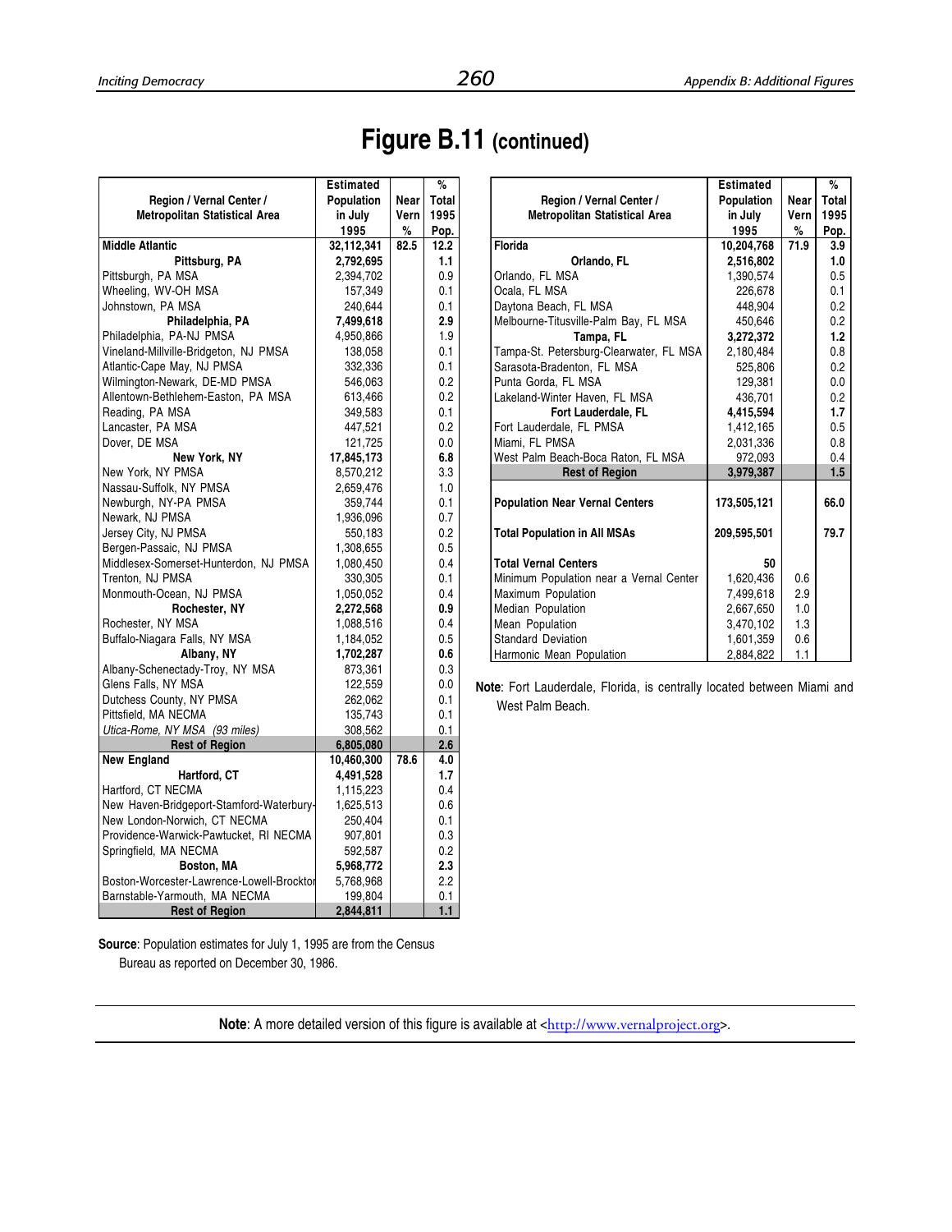# Figure B.11 (continued)

| Region / Vernal Center / Metropolitan Statistical Area | Estimated Population in July 1995 | Near Vern % | % Total 1995 Pop. |
|---|---|---|---|
| **Middle Atlantic** | **32,112,341** | **82.5** | **12.2** |
| **Pittsburg, PA** | **2,792,695** | | **1.1** |
| Pittsburgh, PA MSA | 2,394,702 | | 0.9 |
| Wheeling, WV-OH MSA | 157,349 | | 0.1 |
| Johnstown, PA MSA | 240,644 | | 0.1 |
| **Philadelphia, PA** | **7,499,618** | | **2.9** |
| Philadelphia, PA-NJ PMSA | 4,950,866 | | 1.9 |
| Vineland-Millville-Bridgeton, NJ PMSA | 138,058 | | 0.1 |
| Atlantic-Cape May, NJ PMSA | 332,336 | | 0.1 |
| Wilmington-Newark, DE-MD PMSA | 546,063 | | 0.2 |
| Allentown-Bethlehem-Easton, PA MSA | 613,466 | | 0.2 |
| Reading, PA MSA | 349,583 | | 0.1 |
| Lancaster, PA MSA | 447,521 | | 0.2 |
| Dover, DE MSA | 121,725 | | 0.0 |
| **New York, NY** | **17,845,173** | | **6.8** |
| New York, NY PMSA | 8,570,212 | | 3.3 |
| Nassau-Suffolk, NY PMSA | 2,659,476 | | 1.0 |
| Newburgh, NY-PA PMSA | 359,744 | | 0.1 |
| Newark, NJ PMSA | 1,936,096 | | 0.7 |
| Jersey City, NJ PMSA | 550,183 | | 0.2 |
| Bergen-Passaic, NJ PMSA | 1,308,655 | | 0.5 |
| Middlesex-Somerset-Hunterdon, NJ PMSA | 1,080,450 | | 0.4 |
| Trenton, NJ PMSA | 330,305 | | 0.1 |
| Monmouth-Ocean, NJ PMSA | 1,050,052 | | 0.4 |
| **Rochester, NY** | **2,272,568** | | **0.9** |
| Rochester, NY MSA | 1,088,516 | | 0.4 |
| Buffalo-Niagara Falls, NY MSA | 1,184,052 | | 0.5 |
| **Albany, NY** | **1,702,287** | | **0.6** |
| Albany-Schenectady-Troy, NY MSA | 873,361 | | 0.3 |
| Glens Falls, NY MSA | 122,559 | | 0.0 |
| Dutchess County, NY PMSA | 262,062 | | 0.1 |
| Pittsfield, MA NECMA | 135,743 | | 0.1 |
| *Utica-Rome, NY MSA (93 miles)* | 308,562 | | 0.1 |
| **Rest of Region** | **6,805,080** | | **2.6** |
| **New England** | **10,460,300** | **78.6** | **4.0** |
| **Hartford, CT** | **4,491,528** | | **1.7** |
| Hartford, CT NECMA | 1,115,223 | | 0.4 |
| New Haven-Bridgeport-Stamford-Waterbury- | 1,625,513 | | 0.6 |
| New London-Norwich, CT NECMA | 250,404 | | 0.1 |
| Providence-Warwick-Pawtucket, RI NECMA | 907,801 | | 0.3 |
| Springfield, MA NECMA | 592,587 | | 0.2 |
| **Boston, MA** | **5,968,772** | | **2.3** |
| Boston-Worcester-Lawrence-Lowell-Brocktor | 5,768,968 | | 2.2 |
| Barnstable-Yarmouth, MA NECMA | 199,804 | | 0.1 |
| **Rest of Region** | **2,844,811** | | **1.1** |

**Source**: Population estimates for July 1, 1995 are from the Census Bureau as reported on December 30, 1986.

| Region / Vernal Center / Metropolitan Statistical Area | Estimated Population in July 1995 | Near Vern % | % Total 1995 Pop. |
|---|---|---|---|
| **Florida** | **10,204,768** | **71.9** | **3.9** |
| **Orlando, FL** | **2,516,802** | | **1.0** |
| Orlando, FL MSA | 1,390,574 | | 0.5 |
| Ocala, FL MSA | 226,678 | | 0.1 |
| Daytona Beach, FL MSA | 448,904 | | 0.2 |
| Melbourne-Titusville-Palm Bay, FL MSA | 450,646 | | 0.2 |
| **Tampa, FL** | **3,272,372** | | **1.2** |
| Tampa-St. Petersburg-Clearwater, FL MSA | 2,180,484 | | 0.8 |
| Sarasota-Bradenton, FL MSA | 525,806 | | 0.2 |
| Punta Gorda, FL MSA | 129,381 | | 0.0 |
| Lakeland-Winter Haven, FL MSA | 436,701 | | 0.2 |
| **Fort Lauderdale, FL** | **4,415,594** | | **1.7** |
| Fort Lauderdale, FL PMSA | 1,412,165 | | 0.5 |
| Miami, FL PMSA | 2,031,336 | | 0.8 |
| West Palm Beach-Boca Raton, FL MSA | 972,093 | | 0.4 |
| **Rest of Region** | **3,979,387** | | **1.5** |
| **Population Near Vernal Centers** | **173,505,121** | | **66.0** |
| **Total Population in All MSAs** | **209,595,501** | | **79.7** |
| **Total Vernal Centers** | **50** | | |
| Minimum Population near a Vernal Center | 1,620,436 | 0.6 | |
| Maximum Population | 7,499,618 | 2.9 | |
| Median Population | 2,667,650 | 1.0 | |
| Mean Population | 3,470,102 | 1.3 | |
| Standard Deviation | 1,601,359 | 0.6 | |
| Harmonic Mean Population | 2,884,822 | 1.1 | |

**Note**: Fort Lauderdale, Florida, is centrally located between Miami and West Palm Beach.

**Note**: A more detailed version of this figure is available at <http://www.vernalproject.org>.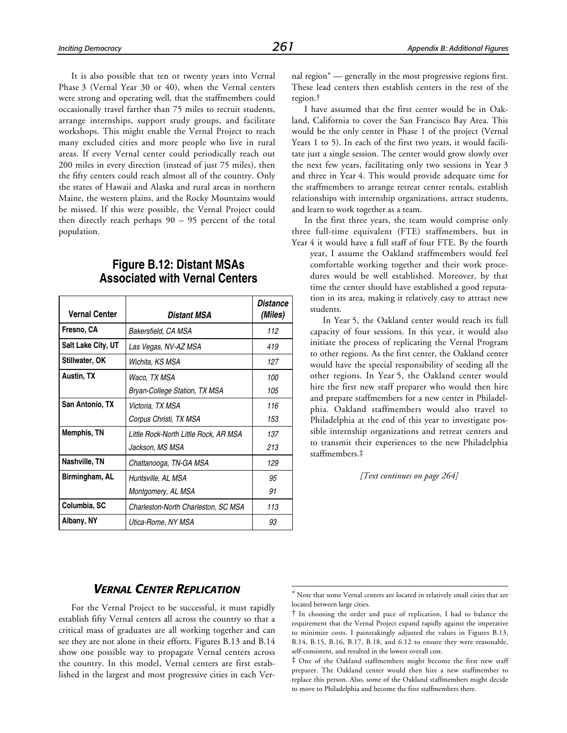It is also possible that ten or twenty years into Vernal Phase 3 (Vernal Year 30 or 40), when the Vernal centers were strong and operating well, that the staffmembers could occasionally travel farther than 75 miles to recruit students, arrange internships, support study groups, and facilitate workshops. This might enable the Vernal Project to reach many excluded cities and more people who live in rural areas. If every Vernal center could periodically reach out 200 miles in every direction (instead of just 75 miles), then the fifty centers could reach almost all of the country. Only the states of Hawaii and Alaska and rural areas in northern Maine, the western plains, and the Rocky Mountains would be missed. If this were possible, the Vernal Project could then directly reach perhaps 90 – 95 percent of the total population.

## Figure B.12: Distant MSAs Associated with Vernal Centers

| Vernal Center | *Distant MSA* | *Distance (Miles)* |
|---|---|---|
| **Fresno, CA** | *Bakersfield, CA MSA* | *112* |
| **Salt Lake City, UT** | *Las Vegas, NV-AZ MSA* | *419* |
| **Stillwater, OK** | *Wichita, KS MSA* | *127* |
| **Austin, TX** | *Waco, TX MSA* | *100* |
| | *Bryan-College Station, TX MSA* | *105* |
| **San Antonio, TX** | *Victoria, TX MSA* | *116* |
| | *Corpus Christi, TX MSA* | *153* |
| **Memphis, TN** | *Little Rock-North Little Rock, AR MSA* | *137* |
| | *Jackson, MS MSA* | *213* |
| **Nashville, TN** | *Chattanooga, TN-GA MSA* | *129* |
| **Birmingham, AL** | *Huntsville, AL MSA* | *95* |
| | *Montgomery, AL MSA* | *91* |
| **Columbia, SC** | *Charleston-North Charleston, SC MSA* | *113* |
| **Albany, NY** | *Utica-Rome, NY MSA* | *93* |

## *VERNAL CENTER REPLICATION*

For the Vernal Project to be successful, it must rapidly establish fifty Vernal centers all across the country so that a critical mass of graduates are all working together and can see they are not alone in their efforts. Figures B.13 and B.14 show one possible way to propagate Vernal centers across the country. In this model, Vernal centers are first established in the largest and most progressive cities in each Vernal region* — generally in the most progressive regions first. These lead centers then establish centers in the rest of the region.†

I have assumed that the first center would be in Oakland, California to cover the San Francisco Bay Area. This would be the only center in Phase 1 of the project (Vernal Years 1 to 5). In each of the first two years, it would facilitate just a single session. The center would grow slowly over the next few years, facilitating only two sessions in Year 3 and three in Year 4. This would provide adequate time for the staffmembers to arrange retreat center rentals, establish relationships with internship organizations, attract students, and learn to work together as a team.

In the first three years, the team would comprise only three full-time equivalent (FTE) staffmembers, but in Year 4 it would have a full staff of four FTE. By the fourth year, I assume the Oakland staffmembers would feel comfortable working together and their work procedures would be well established. Moreover, by that time the center should have established a good reputation in its area, making it relatively easy to attract new students.

In Year 5, the Oakland center would reach its full capacity of four sessions. In this year, it would also initiate the process of replicating the Vernal Program to other regions. As the first center, the Oakland center would have the special responsibility of seeding all the other regions. In Year 5, the Oakland center would hire the first new staff preparer who would then hire and prepare staffmembers for a new center in Philadelphia. Oakland staffmembers would also travel to Philadelphia at the end of this year to investigate possible internship organizations and retreat centers and to transmit their experiences to the new Philadelphia staffmembers.‡

*[Text continues on page 264]*

---

\* Note that some Vernal centers are located in relatively small cities that are located between large cities.

† In choosing the order and pace of replication, I had to balance the requirement that the Vernal Project expand rapidly against the imperative to minimize costs. I painstakingly adjusted the values in Figures B.13, B.14, B.15, B.16, B.17, B.18, and 6.12 to ensure they were reasonable, self-consistent, and resulted in the lowest overall cost.

‡ One of the Oakland staffmembers might become the first new staff preparer. The Oakland center would then hire a new staffmember to replace this person. Also, some of the Oakland staffmembers might decide to move to Philadelphia and become the first staffmembers there.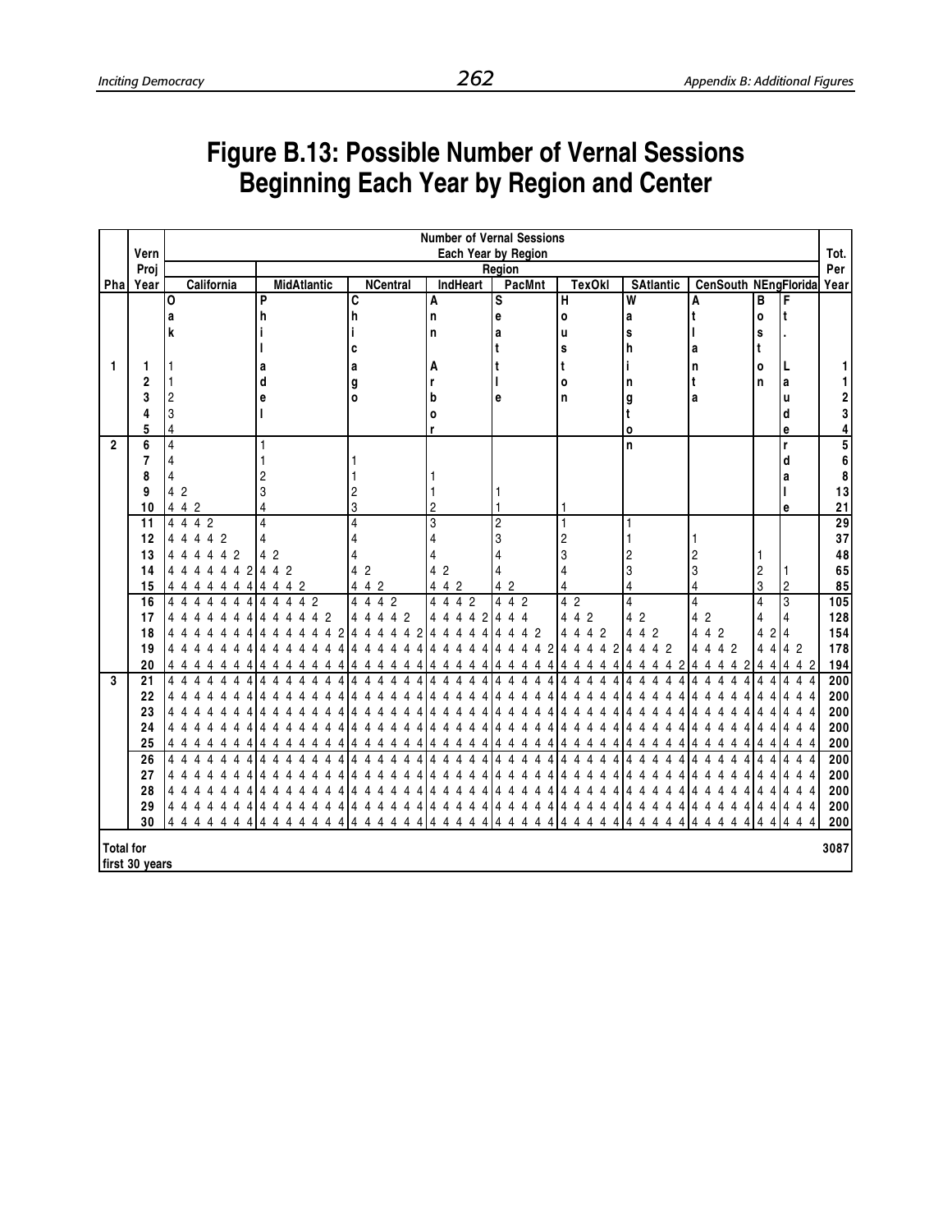# Figure B.13: Possible Number of Vernal Sessions Beginning Each Year by Region and Center

| Pha | Vern Proj Year | California | MidAtlantic | NCentral | IndHeart | PacMnt | TexOkl | SAtlantic | CenSouth | NEng | Florida | Tot. Per Year |
|---|---|---|---|---|---|---|---|---|---|---|---|---|
| | | Oak | Philadel | Chicago | Ann Arbor | Seattle | Houston | Washington | Atlanta | Boston | Ft. Lauderdale | |
| 1 | 1 | 1 | | | | | | | | | | 1 |
| | 2 | 1 | | | | | | | | | | 1 |
| | 3 | 2 | | | | | | | | | | 2 |
| | 4 | 3 | | | | | | | | | | 3 |
| | 5 | 4 | | | | | | | | | | 4 |
| 2 | 6 | 4 | 1 | | | | | | | | | 5 |
| | 7 | 4 | 1 | 1 | | | | | | | | 6 |
| | 8 | 4 | 2 | 1 | 1 | | | | | | | 8 |
| | 9 | 4 2 | 3 | 2 | 1 | 1 | | | | | | 13 |
| | 10 | 4 4 2 | 4 | 3 | 2 | 1 | 1 | | | | | 21 |
| | 11 | 4 4 4 2 | 4 | 4 | 3 | 2 | 1 | 1 | | | | 29 |
| | 12 | 4 4 4 4 2 | 4 | 4 | 4 | 3 | 2 | 1 | 1 | | | 37 |
| | 13 | 4 4 4 4 4 2 | 4 2 | 4 | 4 | 4 | 3 | 2 | 2 | 1 | | 48 |
| | 14 | 4 4 4 4 4 4 2 | 4 4 2 | 4 2 | 4 2 | 4 | 4 | 3 | 3 | 2 | 1 | 65 |
| | 15 | 4 4 4 4 4 4 4 | 4 4 4 2 | 4 4 2 | 4 4 2 | 4 2 | 4 | 4 | 4 | 3 | 2 | 85 |
| | 16 | 4 4 4 4 4 4 4 | 4 4 4 4 2 | 4 4 4 2 | 4 4 4 2 | 4 4 2 | 4 2 | 4 | 4 | 4 | 3 | 105 |
| | 17 | 4 4 4 4 4 4 4 | 4 4 4 4 4 2 | 4 4 4 4 2 | 4 4 4 4 2 | 4 4 4 | 4 4 2 | 4 2 | 4 2 | 4 | 4 | 128 |
| | 18 | 4 4 4 4 4 4 4 | 4 4 4 4 4 4 2 | 4 4 4 4 4 2 | 4 4 4 4 4 | 4 4 4 2 | 4 4 4 2 | 4 4 2 | 4 4 2 | 4 2 | 4 | 154 |
| | 19 | 4 4 4 4 4 4 4 | 4 4 4 4 4 4 4 | 4 4 4 4 4 4 | 4 4 4 4 4 | 4 4 4 4 2 | 4 4 4 4 2 | 4 4 4 2 | 4 4 4 2 | 4 4 | 4 2 | 178 |
| | 20 | 4 4 4 4 4 4 4 | 4 4 4 4 4 4 4 | 4 4 4 4 4 4 | 4 4 4 4 4 | 4 4 4 4 4 | 4 4 4 4 4 | 4 4 4 4 2 | 4 4 4 4 2 | 4 4 | 4 4 2 | 194 |
| 3 | 21 | 4 4 4 4 4 4 4 | 4 4 4 4 4 4 4 | 4 4 4 4 4 4 | 4 4 4 4 4 | 4 4 4 4 4 | 4 4 4 4 4 | 4 4 4 4 4 | 4 4 4 4 4 | 4 4 | 4 4 4 | 200 |
| | 22 | 4 4 4 4 4 4 4 | 4 4 4 4 4 4 4 | 4 4 4 4 4 4 | 4 4 4 4 4 | 4 4 4 4 4 | 4 4 4 4 4 | 4 4 4 4 4 | 4 4 4 4 4 | 4 4 | 4 4 4 | 200 |
| | 23 | 4 4 4 4 4 4 4 | 4 4 4 4 4 4 4 | 4 4 4 4 4 4 | 4 4 4 4 4 | 4 4 4 4 4 | 4 4 4 4 4 | 4 4 4 4 4 | 4 4 4 4 4 | 4 4 | 4 4 4 | 200 |
| | 24 | 4 4 4 4 4 4 4 | 4 4 4 4 4 4 4 | 4 4 4 4 4 4 | 4 4 4 4 4 | 4 4 4 4 4 | 4 4 4 4 4 | 4 4 4 4 4 | 4 4 4 4 4 | 4 4 | 4 4 4 | 200 |
| | 25 | 4 4 4 4 4 4 4 | 4 4 4 4 4 4 4 | 4 4 4 4 4 4 | 4 4 4 4 4 | 4 4 4 4 4 | 4 4 4 4 4 | 4 4 4 4 4 | 4 4 4 4 4 | 4 4 | 4 4 4 | 200 |
| | 26 | 4 4 4 4 4 4 4 | 4 4 4 4 4 4 4 | 4 4 4 4 4 4 | 4 4 4 4 4 | 4 4 4 4 4 | 4 4 4 4 4 | 4 4 4 4 4 | 4 4 4 4 4 | 4 4 | 4 4 4 | 200 |
| | 27 | 4 4 4 4 4 4 4 | 4 4 4 4 4 4 4 | 4 4 4 4 4 4 | 4 4 4 4 4 | 4 4 4 4 4 | 4 4 4 4 4 | 4 4 4 4 4 | 4 4 4 4 4 | 4 4 | 4 4 4 | 200 |
| | 28 | 4 4 4 4 4 4 4 | 4 4 4 4 4 4 4 | 4 4 4 4 4 4 | 4 4 4 4 4 | 4 4 4 4 4 | 4 4 4 4 4 | 4 4 4 4 4 | 4 4 4 4 4 | 4 4 | 4 4 4 | 200 |
| | 29 | 4 4 4 4 4 4 4 | 4 4 4 4 4 4 4 | 4 4 4 4 4 4 | 4 4 4 4 4 | 4 4 4 4 4 | 4 4 4 4 4 | 4 4 4 4 4 | 4 4 4 4 4 | 4 4 | 4 4 4 | 200 |
| | 30 | 4 4 4 4 4 4 4 | 4 4 4 4 4 4 4 | 4 4 4 4 4 4 | 4 4 4 4 4 | 4 4 4 4 4 | 4 4 4 4 4 | 4 4 4 4 4 | 4 4 4 4 4 | 4 4 | 4 4 4 | 200 |
| Total for first 30 years | | | | | | | | | | | | 3087 |

Column header note: the region columns are grouped under "Number of Vernal Sessions Each Year by Region".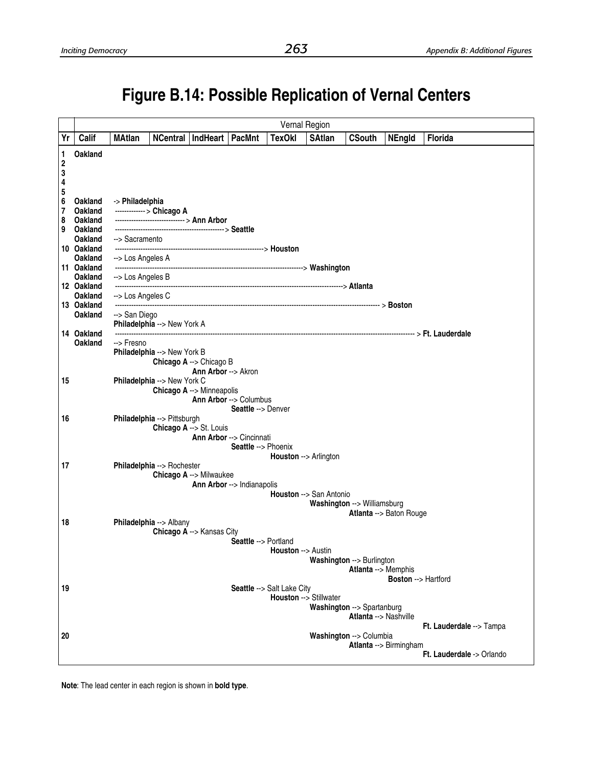# Figure B.14: Possible Replication of Vernal Centers

| | Vernal Region | | | | | | | | | |
|---|---|---|---|---|---|---|---|---|---|---|
| **Yr** | **Calif** | **MAtlan** | **NCentral** | **IndHeart** | **PacMnt** | **TexOkl** | **SAtlan** | **CSouth** | **NEngld** | **Florida** |
| **1** | **Oakland** | | | | | | | | | |
| **2** | | | | | | | | | | |
| **3** | | | | | | | | | | |
| **4** | | | | | | | | | | |
| **5** | | | | | | | | | | |
| **6** | **Oakland** | -> **Philadelphia** | | | | | | | | |
| **7** | **Oakland** | ----------------- | > **Chicago A** | | | | | | | |
| **8** | **Oakland** | ----------------- | ----------------- | > **Ann Arbor** | | | | | | |
| **9** | **Oakland** | ----------------- | ----------------- | ----------------- | > **Seattle** | | | | | |
| | **Oakland** | --> Sacramento | | | | | | | | |
| **10** | **Oakland** | ----------------- | ----------------- | ----------------- | ----------------- | > **Houston** | | | | |
| | **Oakland** | --> Los Angeles A | | | | | | | | |
| **11** | **Oakland** | ----------------- | ----------------- | ----------------- | ----------------- | ----------------- | > **Washington** | | | |
| | **Oakland** | --> Los Angeles B | | | | | | | | |
| **12** | **Oakland** | ----------------- | ----------------- | ----------------- | ----------------- | ----------------- | ----------------- | > **Atlanta** | | |
| | **Oakland** | --> Los Angeles C | | | | | | | | |
| **13** | **Oakland** | ----------------- | ----------------- | ----------------- | ----------------- | ----------------- | ----------------- | ----------------- | > **Boston** | |
| | **Oakland** | --> San Diego | | | | | | | | |
| | | **Philadelphia** --> New York A | | | | | | | | |
| **14** | **Oakland** | ----------------- | ----------------- | ----------------- | ----------------- | ----------------- | ----------------- | ----------------- | ----------------- | > **Ft. Lauderdale** |
| | **Oakland** | --> Fresno | | | | | | | | |
| | | **Philadelphia** --> New York B | | | | | | | | |
| | | | **Chicago A** --> Chicago B | | | | | | | |
| | | | | **Ann Arbor** --> Akron | | | | | | |
| **15** | | **Philadelphia** --> New York C | | | | | | | | |
| | | | **Chicago A** --> Minneapolis | | | | | | | |
| | | | | **Ann Arbor** --> Columbus | | | | | | |
| | | | | | **Seattle** --> Denver | | | | | |
| **16** | | **Philadelphia** --> Pittsburgh | | | | | | | | |
| | | | **Chicago A** --> St. Louis | | | | | | | |
| | | | | **Ann Arbor** --> Cincinnati | | | | | | |
| | | | | | **Seattle** --> Phoenix | | | | | |
| | | | | | | **Houston** --> Arlington | | | | |
| **17** | | **Philadelphia** --> Rochester | | | | | | | | |
| | | | **Chicago A** --> Milwaukee | | | | | | | |
| | | | | **Ann Arbor** --> Indianapolis | | | | | | |
| | | | | | | **Houston** --> San Antonio | | | | |
| | | | | | | | **Washington** --> Williamsburg | | | |
| | | | | | | | | **Atlanta** --> Baton Rouge | | |
| **18** | | **Philadelphia** --> Albany | | | | | | | | |
| | | | **Chicago A** --> Kansas City | | | | | | | |
| | | | | | **Seattle** --> Portland | | | | | |
| | | | | | | **Houston** --> Austin | | | | |
| | | | | | | | **Washington** --> Burlington | | | |
| | | | | | | | | **Atlanta** --> Memphis | | |
| | | | | | | | | | **Boston** --> Hartford | |
| **19** | | | | | **Seattle** --> Salt Lake City | | | | | |
| | | | | | | **Houston** --> Stillwater | | | | |
| | | | | | | | **Washington** --> Spartanburg | | | |
| | | | | | | | | **Atlanta** --> Nashville | | |
| | | | | | | | | | | **Ft. Lauderdale** --> Tampa |
| **20** | | | | | | | **Washington** --> Columbia | | | |
| | | | | | | | | **Atlanta** --> Birmingham | | |
| | | | | | | | | | | **Ft. Lauderdale** -> Orlando |

**Note**: The lead center in each region is shown in **bold type**.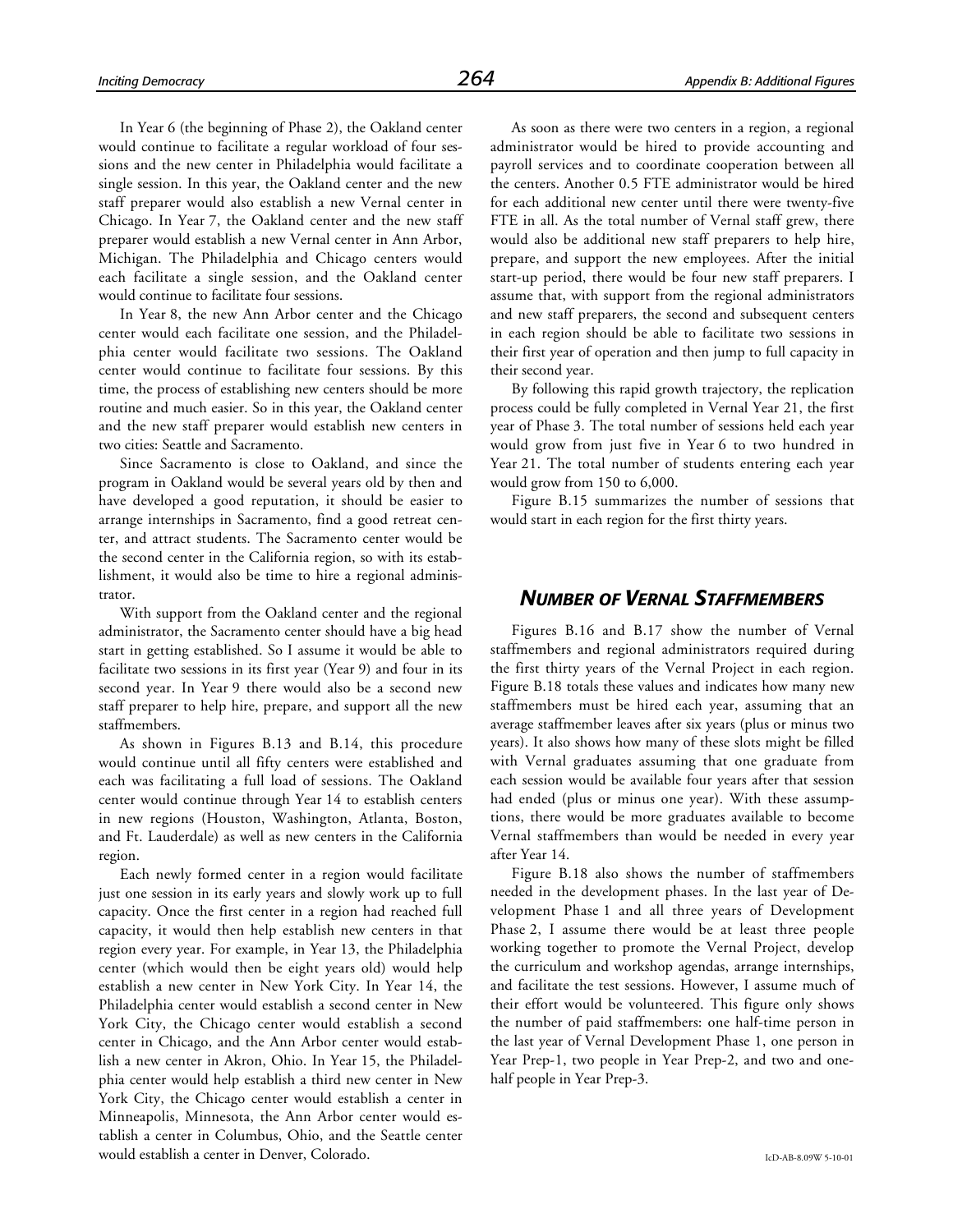In Year 6 (the beginning of Phase 2), the Oakland center would continue to facilitate a regular workload of four sessions and the new center in Philadelphia would facilitate a single session. In this year, the Oakland center and the new staff preparer would also establish a new Vernal center in Chicago. In Year 7, the Oakland center and the new staff preparer would establish a new Vernal center in Ann Arbor, Michigan. The Philadelphia and Chicago centers would each facilitate a single session, and the Oakland center would continue to facilitate four sessions.

In Year 8, the new Ann Arbor center and the Chicago center would each facilitate one session, and the Philadelphia center would facilitate two sessions. The Oakland center would continue to facilitate four sessions. By this time, the process of establishing new centers should be more routine and much easier. So in this year, the Oakland center and the new staff preparer would establish new centers in two cities: Seattle and Sacramento.

Since Sacramento is close to Oakland, and since the program in Oakland would be several years old by then and have developed a good reputation, it should be easier to arrange internships in Sacramento, find a good retreat center, and attract students. The Sacramento center would be the second center in the California region, so with its establishment, it would also be time to hire a regional administrator.

With support from the Oakland center and the regional administrator, the Sacramento center should have a big head start in getting established. So I assume it would be able to facilitate two sessions in its first year (Year 9) and four in its second year. In Year 9 there would also be a second new staff preparer to help hire, prepare, and support all the new staffmembers.

As shown in Figures B.13 and B.14, this procedure would continue until all fifty centers were established and each was facilitating a full load of sessions. The Oakland center would continue through Year 14 to establish centers in new regions (Houston, Washington, Atlanta, Boston, and Ft. Lauderdale) as well as new centers in the California region.

Each newly formed center in a region would facilitate just one session in its early years and slowly work up to full capacity. Once the first center in a region had reached full capacity, it would then help establish new centers in that region every year. For example, in Year 13, the Philadelphia center (which would then be eight years old) would help establish a new center in New York City. In Year 14, the Philadelphia center would establish a second center in New York City, the Chicago center would establish a second center in Chicago, and the Ann Arbor center would establish a new center in Akron, Ohio. In Year 15, the Philadelphia center would help establish a third new center in New York City, the Chicago center would establish a center in Minneapolis, Minnesota, the Ann Arbor center would establish a center in Columbus, Ohio, and the Seattle center would establish a center in Denver, Colorado.

As soon as there were two centers in a region, a regional administrator would be hired to provide accounting and payroll services and to coordinate cooperation between all the centers. Another 0.5 FTE administrator would be hired for each additional new center until there were twenty-five FTE in all. As the total number of Vernal staff grew, there would also be additional new staff preparers to help hire, prepare, and support the new employees. After the initial start-up period, there would be four new staff preparers. I assume that, with support from the regional administrators and new staff preparers, the second and subsequent centers in each region should be able to facilitate two sessions in their first year of operation and then jump to full capacity in their second year.

By following this rapid growth trajectory, the replication process could be fully completed in Vernal Year 21, the first year of Phase 3. The total number of sessions held each year would grow from just five in Year 6 to two hundred in Year 21. The total number of students entering each year would grow from 150 to 6,000.

Figure B.15 summarizes the number of sessions that would start in each region for the first thirty years.

## *Number of Vernal Staffmembers*

Figures B.16 and B.17 show the number of Vernal staffmembers and regional administrators required during the first thirty years of the Vernal Project in each region. Figure B.18 totals these values and indicates how many new staffmembers must be hired each year, assuming that an average staffmember leaves after six years (plus or minus two years). It also shows how many of these slots might be filled with Vernal graduates assuming that one graduate from each session would be available four years after that session had ended (plus or minus one year). With these assumptions, there would be more graduates available to become Vernal staffmembers than would be needed in every year after Year 14.

Figure B.18 also shows the number of staffmembers needed in the development phases. In the last year of Development Phase 1 and all three years of Development Phase 2, I assume there would be at least three people working together to promote the Vernal Project, develop the curriculum and workshop agendas, arrange internships, and facilitate the test sessions. However, I assume much of their effort would be volunteered. This figure only shows the number of paid staffmembers: one half-time person in the last year of Vernal Development Phase 1, one person in Year Prep-1, two people in Year Prep-2, and two and one-half people in Year Prep-3.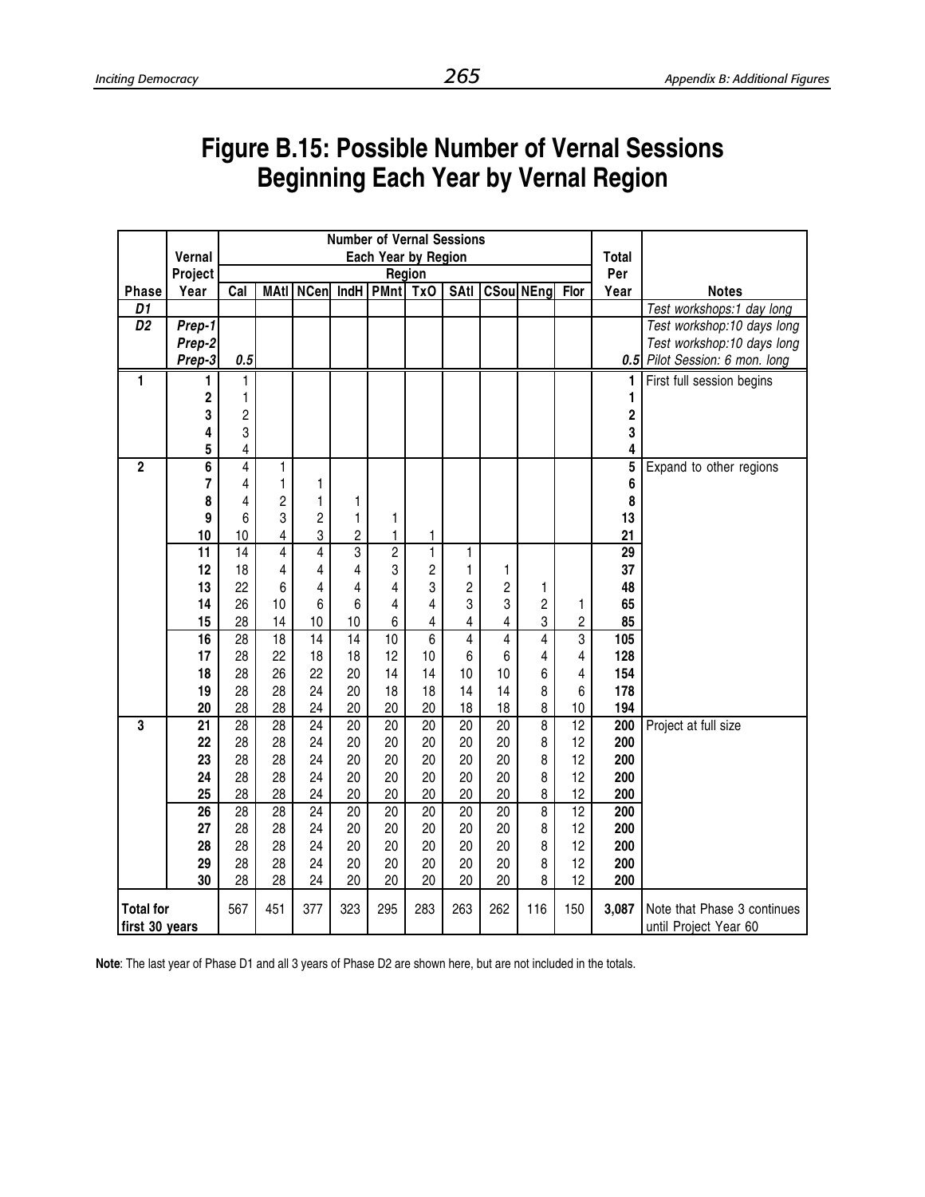# Figure B.15: Possible Number of Vernal Sessions Beginning Each Year by Vernal Region

| Phase | Vernal Project Year | Number of Vernal Sessions Each Year by Region | | | | | | | | | | Total Per Year | Notes |
|---|---|---|---|---|---|---|---|---|---|---|---|---|---|
| | | Cal | MAtl | NCen | IndH | PMnt | TxO | SAtl | CSou | NEng | Flor | | |
| *D1* | | | | | | | | | | | | | *Test workshops:1 day long* |
| *D2* | *Prep-1* | | | | | | | | | | | | *Test workshop:10 days long* |
| | *Prep-2* | | | | | | | | | | | | *Test workshop:10 days long* |
| | *Prep-3* | *0.5* | | | | | | | | | | *0.5* | *Pilot Session: 6 mon. long* |
| **1** | **1** | 1 | | | | | | | | | | **1** | First full session begins |
| | **2** | 1 | | | | | | | | | | **1** | |
| | **3** | 2 | | | | | | | | | | **2** | |
| | **4** | 3 | | | | | | | | | | **3** | |
| | **5** | 4 | | | | | | | | | | **4** | |
| **2** | **6** | 4 | 1 | | | | | | | | | **5** | Expand to other regions |
| | **7** | 4 | 1 | 1 | | | | | | | | **6** | |
| | **8** | 4 | 2 | 1 | 1 | | | | | | | **8** | |
| | **9** | 6 | 3 | 2 | 1 | 1 | | | | | | **13** | |
| | **10** | 10 | 4 | 3 | 2 | 1 | 1 | | | | | **21** | |
| | **11** | 14 | 4 | 4 | 3 | 2 | 1 | 1 | | | | **29** | |
| | **12** | 18 | 4 | 4 | 4 | 3 | 2 | 1 | 1 | | | **37** | |
| | **13** | 22 | 6 | 4 | 4 | 4 | 3 | 2 | 2 | 1 | | **48** | |
| | **14** | 26 | 10 | 6 | 6 | 4 | 4 | 3 | 3 | 2 | 1 | **65** | |
| | **15** | 28 | 14 | 10 | 10 | 6 | 4 | 4 | 4 | 3 | 2 | **85** | |
| | **16** | 28 | 18 | 14 | 14 | 10 | 6 | 4 | 4 | 4 | 3 | **105** | |
| | **17** | 28 | 22 | 18 | 18 | 12 | 10 | 6 | 6 | 4 | 4 | **128** | |
| | **18** | 28 | 26 | 22 | 20 | 14 | 14 | 10 | 10 | 6 | 4 | **154** | |
| | **19** | 28 | 28 | 24 | 20 | 18 | 18 | 14 | 14 | 8 | 6 | **178** | |
| | **20** | 28 | 28 | 24 | 20 | 20 | 20 | 18 | 18 | 8 | 10 | **194** | |
| **3** | **21** | 28 | 28 | 24 | 20 | 20 | 20 | 20 | 20 | 8 | 12 | **200** | Project at full size |
| | **22** | 28 | 28 | 24 | 20 | 20 | 20 | 20 | 20 | 8 | 12 | **200** | |
| | **23** | 28 | 28 | 24 | 20 | 20 | 20 | 20 | 20 | 8 | 12 | **200** | |
| | **24** | 28 | 28 | 24 | 20 | 20 | 20 | 20 | 20 | 8 | 12 | **200** | |
| | **25** | 28 | 28 | 24 | 20 | 20 | 20 | 20 | 20 | 8 | 12 | **200** | |
| | **26** | 28 | 28 | 24 | 20 | 20 | 20 | 20 | 20 | 8 | 12 | **200** | |
| | **27** | 28 | 28 | 24 | 20 | 20 | 20 | 20 | 20 | 8 | 12 | **200** | |
| | **28** | 28 | 28 | 24 | 20 | 20 | 20 | 20 | 20 | 8 | 12 | **200** | |
| | **29** | 28 | 28 | 24 | 20 | 20 | 20 | 20 | 20 | 8 | 12 | **200** | |
| | **30** | 28 | 28 | 24 | 20 | 20 | 20 | 20 | 20 | 8 | 12 | **200** | |
| **Total for first 30 years** | | 567 | 451 | 377 | 323 | 295 | 283 | 263 | 262 | 116 | 150 | **3,087** | Note that Phase 3 continues until Project Year 60 |

**Note**: The last year of Phase D1 and all 3 years of Phase D2 are shown here, but are not included in the totals.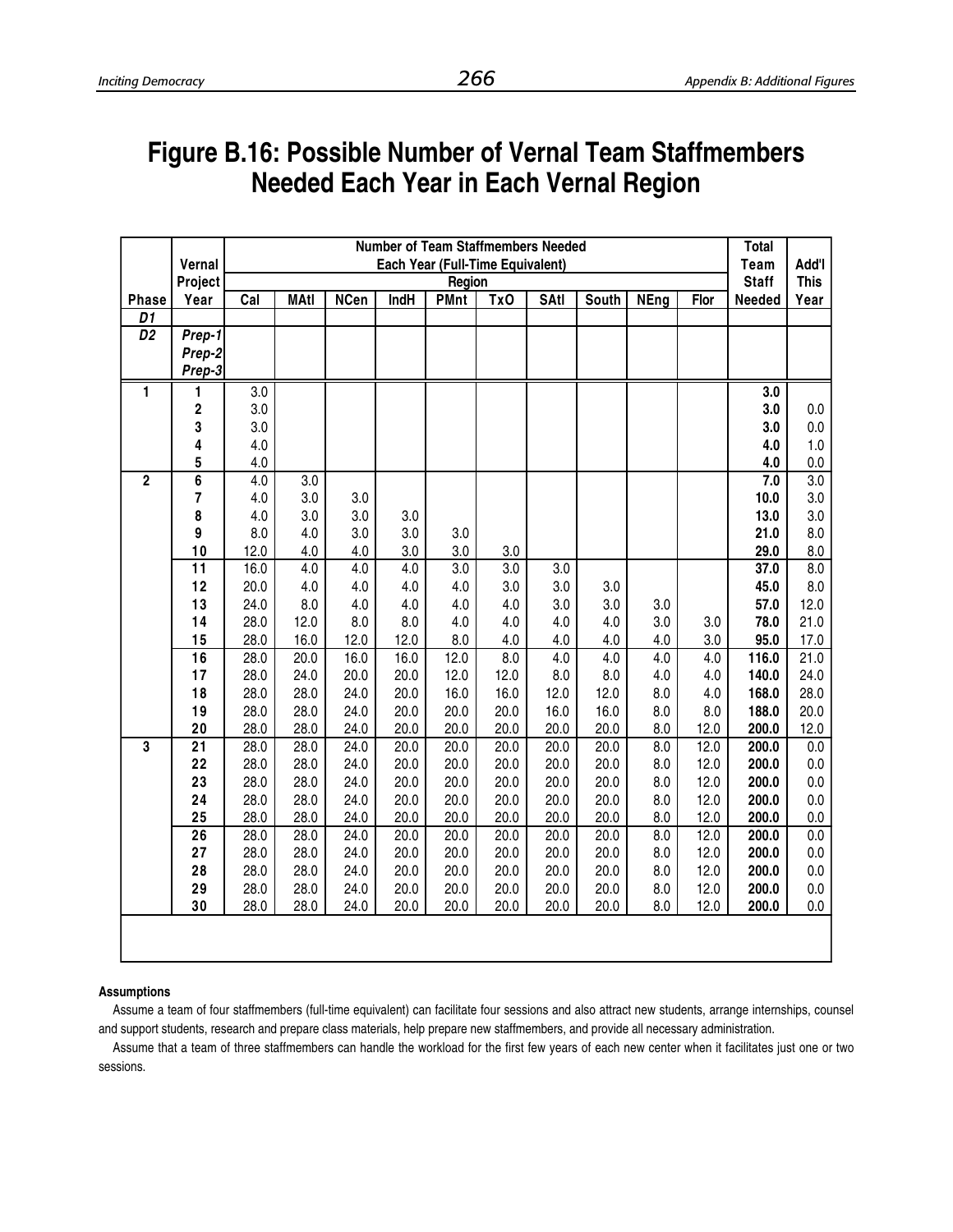# Figure B.16: Possible Number of Vernal Team Staffmembers Needed Each Year in Each Vernal Region

| Phase | Vernal Project Year | Number of Team Staffmembers Needed Each Year (Full-Time Equivalent) Region | | | | | | | | | | Total Team Staff Needed | Add'l This Year |
|---|---|---|---|---|---|---|---|---|---|---|---|---|---|
| | | Cal | MAtl | NCen | IndH | PMnt | TxO | SAtl | South | NEng | Flor | | |
| *D1* | | | | | | | | | | | | | |
| *D2* | *Prep-1* *Prep-2* *Prep-3* | | | | | | | | | | | | |
| **1** | **1** | 3.0 | | | | | | | | | | **3.0** | |
| | **2** | 3.0 | | | | | | | | | | **3.0** | 0.0 |
| | **3** | 3.0 | | | | | | | | | | **3.0** | 0.0 |
| | **4** | 4.0 | | | | | | | | | | **4.0** | 1.0 |
| | **5** | 4.0 | | | | | | | | | | **4.0** | 0.0 |
| **2** | **6** | 4.0 | 3.0 | | | | | | | | | **7.0** | 3.0 |
| | **7** | 4.0 | 3.0 | 3.0 | | | | | | | | **10.0** | 3.0 |
| | **8** | 4.0 | 3.0 | 3.0 | 3.0 | | | | | | | **13.0** | 3.0 |
| | **9** | 8.0 | 4.0 | 3.0 | 3.0 | 3.0 | | | | | | **21.0** | 8.0 |
| | **10** | 12.0 | 4.0 | 4.0 | 3.0 | 3.0 | 3.0 | | | | | **29.0** | 8.0 |
| | **11** | 16.0 | 4.0 | 4.0 | 4.0 | 3.0 | 3.0 | 3.0 | | | | **37.0** | 8.0 |
| | **12** | 20.0 | 4.0 | 4.0 | 4.0 | 4.0 | 3.0 | 3.0 | 3.0 | | | **45.0** | 8.0 |
| | **13** | 24.0 | 8.0 | 4.0 | 4.0 | 4.0 | 4.0 | 3.0 | 3.0 | 3.0 | | **57.0** | 12.0 |
| | **14** | 28.0 | 12.0 | 8.0 | 8.0 | 4.0 | 4.0 | 4.0 | 4.0 | 3.0 | 3.0 | **78.0** | 21.0 |
| | **15** | 28.0 | 16.0 | 12.0 | 12.0 | 8.0 | 4.0 | 4.0 | 4.0 | 4.0 | 3.0 | **95.0** | 17.0 |
| | **16** | 28.0 | 20.0 | 16.0 | 16.0 | 12.0 | 8.0 | 4.0 | 4.0 | 4.0 | 4.0 | **116.0** | 21.0 |
| | **17** | 28.0 | 24.0 | 20.0 | 20.0 | 12.0 | 12.0 | 8.0 | 8.0 | 4.0 | 4.0 | **140.0** | 24.0 |
| | **18** | 28.0 | 28.0 | 24.0 | 20.0 | 16.0 | 16.0 | 12.0 | 12.0 | 8.0 | 4.0 | **168.0** | 28.0 |
| | **19** | 28.0 | 28.0 | 24.0 | 20.0 | 20.0 | 20.0 | 16.0 | 16.0 | 8.0 | 8.0 | **188.0** | 20.0 |
| | **20** | 28.0 | 28.0 | 24.0 | 20.0 | 20.0 | 20.0 | 20.0 | 20.0 | 8.0 | 12.0 | **200.0** | 12.0 |
| **3** | **21** | 28.0 | 28.0 | 24.0 | 20.0 | 20.0 | 20.0 | 20.0 | 20.0 | 8.0 | 12.0 | **200.0** | 0.0 |
| | **22** | 28.0 | 28.0 | 24.0 | 20.0 | 20.0 | 20.0 | 20.0 | 20.0 | 8.0 | 12.0 | **200.0** | 0.0 |
| | **23** | 28.0 | 28.0 | 24.0 | 20.0 | 20.0 | 20.0 | 20.0 | 20.0 | 8.0 | 12.0 | **200.0** | 0.0 |
| | **24** | 28.0 | 28.0 | 24.0 | 20.0 | 20.0 | 20.0 | 20.0 | 20.0 | 8.0 | 12.0 | **200.0** | 0.0 |
| | **25** | 28.0 | 28.0 | 24.0 | 20.0 | 20.0 | 20.0 | 20.0 | 20.0 | 8.0 | 12.0 | **200.0** | 0.0 |
| | **26** | 28.0 | 28.0 | 24.0 | 20.0 | 20.0 | 20.0 | 20.0 | 20.0 | 8.0 | 12.0 | **200.0** | 0.0 |
| | **27** | 28.0 | 28.0 | 24.0 | 20.0 | 20.0 | 20.0 | 20.0 | 20.0 | 8.0 | 12.0 | **200.0** | 0.0 |
| | **28** | 28.0 | 28.0 | 24.0 | 20.0 | 20.0 | 20.0 | 20.0 | 20.0 | 8.0 | 12.0 | **200.0** | 0.0 |
| | **29** | 28.0 | 28.0 | 24.0 | 20.0 | 20.0 | 20.0 | 20.0 | 20.0 | 8.0 | 12.0 | **200.0** | 0.0 |
| | **30** | 28.0 | 28.0 | 24.0 | 20.0 | 20.0 | 20.0 | 20.0 | 20.0 | 8.0 | 12.0 | **200.0** | 0.0 |

**Assumptions**

Assume a team of four staffmembers (full-time equivalent) can facilitate four sessions and also attract new students, arrange internships, counsel and support students, research and prepare class materials, help prepare new staffmembers, and provide all necessary administration.

Assume that a team of three staffmembers can handle the workload for the first few years of each new center when it facilitates just one or two sessions.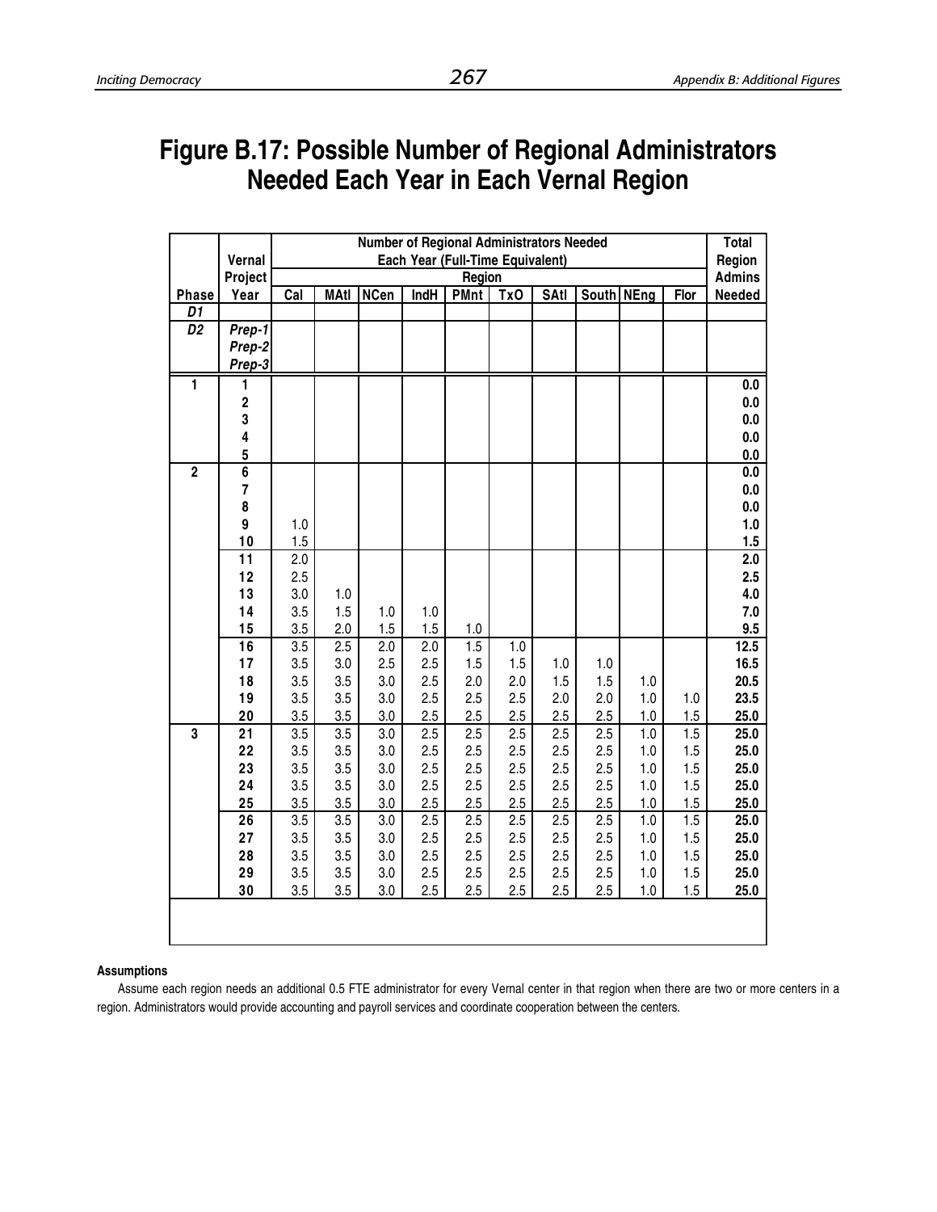# Figure B.17: Possible Number of Regional Administrators Needed Each Year in Each Vernal Region

| Phase | Vernal Project Year | Number of Regional Administrators Needed Each Year (Full-Time Equivalent) Region | | | | | | | | | | Total Region Admins Needed |
|---|---|---|---|---|---|---|---|---|---|---|---|---|
| | | Cal | MAtl | NCen | IndH | PMnt | TxO | SAtl | South | NEng | Flor | |
| *D1* | | | | | | | | | | | | |
| *D2* | *Prep-1* | | | | | | | | | | | |
| | *Prep-2* | | | | | | | | | | | |
| | *Prep-3* | | | | | | | | | | | |
| 1 | 1 | | | | | | | | | | | 0.0 |
| | 2 | | | | | | | | | | | 0.0 |
| | 3 | | | | | | | | | | | 0.0 |
| | 4 | | | | | | | | | | | 0.0 |
| | 5 | | | | | | | | | | | 0.0 |
| 2 | 6 | | | | | | | | | | | 0.0 |
| | 7 | | | | | | | | | | | 0.0 |
| | 8 | | | | | | | | | | | 0.0 |
| | 9 | 1.0 | | | | | | | | | | 1.0 |
| | 10 | 1.5 | | | | | | | | | | 1.5 |
| | 11 | 2.0 | | | | | | | | | | 2.0 |
| | 12 | 2.5 | | | | | | | | | | 2.5 |
| | 13 | 3.0 | 1.0 | | | | | | | | | 4.0 |
| | 14 | 3.5 | 1.5 | 1.0 | 1.0 | | | | | | | 7.0 |
| | 15 | 3.5 | 2.0 | 1.5 | 1.5 | 1.0 | | | | | | 9.5 |
| | 16 | 3.5 | 2.5 | 2.0 | 2.0 | 1.5 | 1.0 | | | | | 12.5 |
| | 17 | 3.5 | 3.0 | 2.5 | 2.5 | 1.5 | 1.5 | 1.0 | 1.0 | | | 16.5 |
| | 18 | 3.5 | 3.5 | 3.0 | 2.5 | 2.0 | 2.0 | 1.5 | 1.5 | 1.0 | | 20.5 |
| | 19 | 3.5 | 3.5 | 3.0 | 2.5 | 2.5 | 2.5 | 2.0 | 2.0 | 1.0 | 1.0 | 23.5 |
| | 20 | 3.5 | 3.5 | 3.0 | 2.5 | 2.5 | 2.5 | 2.5 | 2.5 | 1.0 | 1.5 | 25.0 |
| 3 | 21 | 3.5 | 3.5 | 3.0 | 2.5 | 2.5 | 2.5 | 2.5 | 2.5 | 1.0 | 1.5 | 25.0 |
| | 22 | 3.5 | 3.5 | 3.0 | 2.5 | 2.5 | 2.5 | 2.5 | 2.5 | 1.0 | 1.5 | 25.0 |
| | 23 | 3.5 | 3.5 | 3.0 | 2.5 | 2.5 | 2.5 | 2.5 | 2.5 | 1.0 | 1.5 | 25.0 |
| | 24 | 3.5 | 3.5 | 3.0 | 2.5 | 2.5 | 2.5 | 2.5 | 2.5 | 1.0 | 1.5 | 25.0 |
| | 25 | 3.5 | 3.5 | 3.0 | 2.5 | 2.5 | 2.5 | 2.5 | 2.5 | 1.0 | 1.5 | 25.0 |
| | 26 | 3.5 | 3.5 | 3.0 | 2.5 | 2.5 | 2.5 | 2.5 | 2.5 | 1.0 | 1.5 | 25.0 |
| | 27 | 3.5 | 3.5 | 3.0 | 2.5 | 2.5 | 2.5 | 2.5 | 2.5 | 1.0 | 1.5 | 25.0 |
| | 28 | 3.5 | 3.5 | 3.0 | 2.5 | 2.5 | 2.5 | 2.5 | 2.5 | 1.0 | 1.5 | 25.0 |
| | 29 | 3.5 | 3.5 | 3.0 | 2.5 | 2.5 | 2.5 | 2.5 | 2.5 | 1.0 | 1.5 | 25.0 |
| | 30 | 3.5 | 3.5 | 3.0 | 2.5 | 2.5 | 2.5 | 2.5 | 2.5 | 1.0 | 1.5 | 25.0 |

**Assumptions**

Assume each region needs an additional 0.5 FTE administrator for every Vernal center in that region when there are two or more centers in a region. Administrators would provide accounting and payroll services and coordinate cooperation between the centers.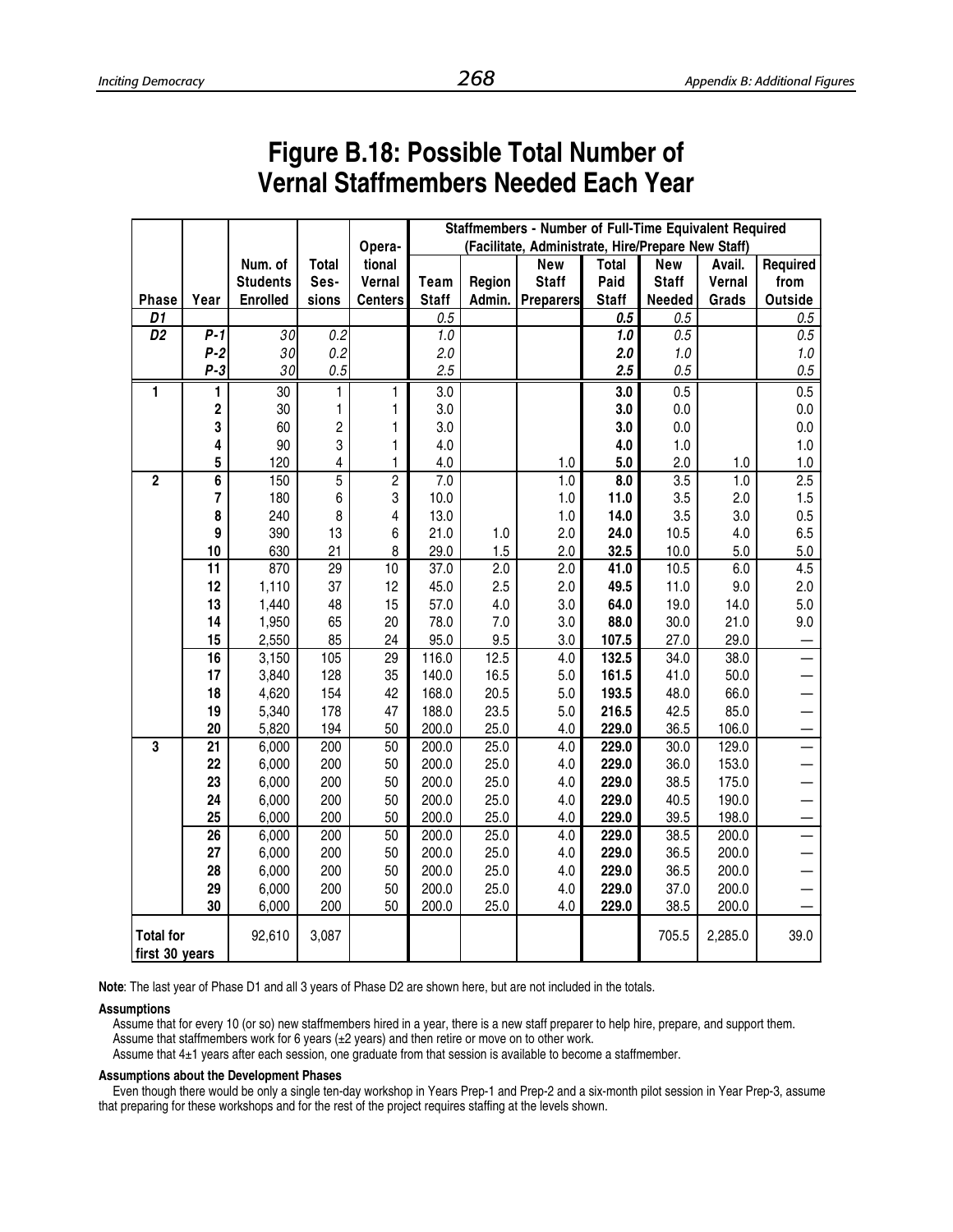# Figure B.18: Possible Total Number of Vernal Staffmembers Needed Each Year

| | | | | | Staffmembers - Number of Full-Time Equivalent Required (Facilitate, Administrate, Hire/Prepare New Staff) | | | | | | |
|---|---|---|---|---|---|---|---|---|---|---|---|
| Phase | Year | Num. of Students Enrolled | Total Sessions | Operational Vernal Centers | Team Staff | Region Admin. | New Staff Preparers | Total Paid Staff | New Staff Needed | Avail. Vernal Grads | Required from Outside |
| *D1* | | | | | *0.5* | | | ***0.5*** | *0.5* | | *0.5* |
| *D2* | ***P-1*** | *30* | *0.2* | | *1.0* | | | ***1.0*** | *0.5* | | *0.5* |
| | ***P-2*** | *30* | *0.2* | | *2.0* | | | ***2.0*** | *1.0* | | *1.0* |
| | ***P-3*** | *30* | *0.5* | | *2.5* | | | ***2.5*** | *0.5* | | *0.5* |
| **1** | **1** | 30 | 1 | 1 | 3.0 | | | **3.0** | 0.5 | | 0.5 |
| | **2** | 30 | 1 | 1 | 3.0 | | | **3.0** | 0.0 | | 0.0 |
| | **3** | 60 | 2 | 1 | 3.0 | | | **3.0** | 0.0 | | 0.0 |
| | **4** | 90 | 3 | 1 | 4.0 | | | **4.0** | 1.0 | | 1.0 |
| | **5** | 120 | 4 | 1 | 4.0 | | 1.0 | **5.0** | 2.0 | 1.0 | 1.0 |
| **2** | **6** | 150 | 5 | 2 | 7.0 | | 1.0 | **8.0** | 3.5 | 1.0 | 2.5 |
| | **7** | 180 | 6 | 3 | 10.0 | | 1.0 | **11.0** | 3.5 | 2.0 | 1.5 |
| | **8** | 240 | 8 | 4 | 13.0 | | 1.0 | **14.0** | 3.5 | 3.0 | 0.5 |
| | **9** | 390 | 13 | 6 | 21.0 | 1.0 | 2.0 | **24.0** | 10.5 | 4.0 | 6.5 |
| | **10** | 630 | 21 | 8 | 29.0 | 1.5 | 2.0 | **32.5** | 10.0 | 5.0 | 5.0 |
| | **11** | 870 | 29 | 10 | 37.0 | 2.0 | 2.0 | **41.0** | 10.5 | 6.0 | 4.5 |
| | **12** | 1,110 | 37 | 12 | 45.0 | 2.5 | 2.0 | **49.5** | 11.0 | 9.0 | 2.0 |
| | **13** | 1,440 | 48 | 15 | 57.0 | 4.0 | 3.0 | **64.0** | 19.0 | 14.0 | 5.0 |
| | **14** | 1,950 | 65 | 20 | 78.0 | 7.0 | 3.0 | **88.0** | 30.0 | 21.0 | 9.0 |
| | **15** | 2,550 | 85 | 24 | 95.0 | 9.5 | 3.0 | **107.5** | 27.0 | 29.0 | — |
| | **16** | 3,150 | 105 | 29 | 116.0 | 12.5 | 4.0 | **132.5** | 34.0 | 38.0 | — |
| | **17** | 3,840 | 128 | 35 | 140.0 | 16.5 | 5.0 | **161.5** | 41.0 | 50.0 | — |
| | **18** | 4,620 | 154 | 42 | 168.0 | 20.5 | 5.0 | **193.5** | 48.0 | 66.0 | — |
| | **19** | 5,340 | 178 | 47 | 188.0 | 23.5 | 5.0 | **216.5** | 42.5 | 85.0 | — |
| | **20** | 5,820 | 194 | 50 | 200.0 | 25.0 | 4.0 | **229.0** | 36.5 | 106.0 | — |
| **3** | **21** | 6,000 | 200 | 50 | 200.0 | 25.0 | 4.0 | **229.0** | 30.0 | 129.0 | — |
| | **22** | 6,000 | 200 | 50 | 200.0 | 25.0 | 4.0 | **229.0** | 36.0 | 153.0 | — |
| | **23** | 6,000 | 200 | 50 | 200.0 | 25.0 | 4.0 | **229.0** | 38.5 | 175.0 | — |
| | **24** | 6,000 | 200 | 50 | 200.0 | 25.0 | 4.0 | **229.0** | 40.5 | 190.0 | — |
| | **25** | 6,000 | 200 | 50 | 200.0 | 25.0 | 4.0 | **229.0** | 39.5 | 198.0 | — |
| | **26** | 6,000 | 200 | 50 | 200.0 | 25.0 | 4.0 | **229.0** | 38.5 | 200.0 | — |
| | **27** | 6,000 | 200 | 50 | 200.0 | 25.0 | 4.0 | **229.0** | 36.5 | 200.0 | — |
| | **28** | 6,000 | 200 | 50 | 200.0 | 25.0 | 4.0 | **229.0** | 36.5 | 200.0 | — |
| | **29** | 6,000 | 200 | 50 | 200.0 | 25.0 | 4.0 | **229.0** | 37.0 | 200.0 | — |
| | **30** | 6,000 | 200 | 50 | 200.0 | 25.0 | 4.0 | **229.0** | 38.5 | 200.0 | — |
| **Total for first 30 years** | | 92,610 | 3,087 | | | | | | 705.5 | 2,285.0 | 39.0 |

**Note**: The last year of Phase D1 and all 3 years of Phase D2 are shown here, but are not included in the totals.

**Assumptions**

Assume that for every 10 (or so) new staffmembers hired in a year, there is a new staff preparer to help hire, prepare, and support them.
Assume that staffmembers work for 6 years (±2 years) and then retire or move on to other work.
Assume that 4±1 years after each session, one graduate from that session is available to become a staffmember.

**Assumptions about the Development Phases**

Even though there would be only a single ten-day workshop in Years Prep-1 and Prep-2 and a six-month pilot session in Year Prep-3, assume that preparing for these workshops and for the rest of the project requires staffing at the levels shown.